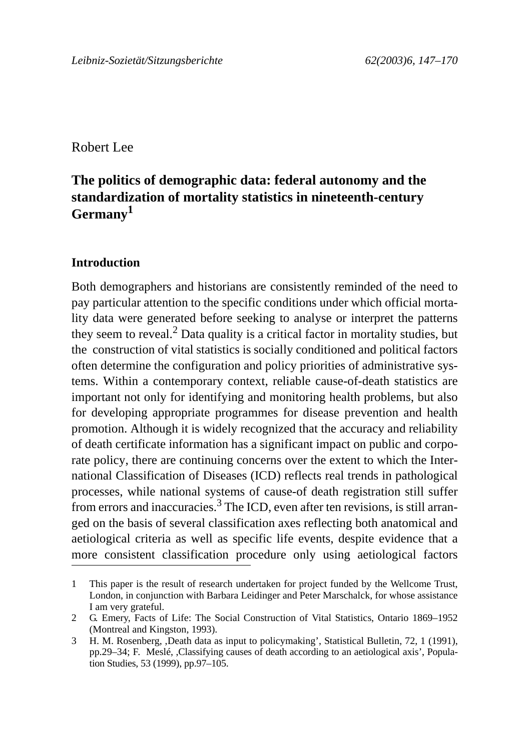Robert Lee

# The politics of demographic data: federal autonomy and the standardization of mortality statistics in nineteenth-century Germany[1]

## Introduction

Both demographers and historians are consistently reminded of the need to pay particular attention to the specific conditions under which official mortality data were generated before seeking to analyse or interpret the patterns they seem to reveal.[2] Data quality is a critical factor in mortality studies, but the construction of vital statistics is socially conditioned and political factors often determine the configuration and policy priorities of administrative systems. Within a contemporary context, reliable cause-of-death statistics are important not only for identifying and monitoring health problems, but also for developing appropriate programmes for disease prevention and health promotion. Although it is widely recognized that the accuracy and reliability of death certificate information has a significant impact on public and corporate policy, there are continuing concerns over the extent to which the International Classification of Diseases (ICD) reflects real trends in pathological processes, while national systems of cause-of death registration still suffer from errors and inaccuracies.[3] The ICD, even after ten revisions, is still arranged on the basis of several classification axes reflecting both anatomical and aetiological criteria as well as specific life events, despite evidence that a more consistent classification procedure only using aetiological factors

---

1 This paper is the result of research undertaken for project funded by the Wellcome Trust, London, in conjunction with Barbara Leidinger and Peter Marschalck, for whose assistance I am very grateful.

2 G. Emery, Facts of Life: The Social Construction of Vital Statistics, Ontario 1869–1952 (Montreal and Kingston, 1993).

3 H. M. Rosenberg, ,Death data as input to policymaking', Statistical Bulletin, 72, 1 (1991), pp.29–34; F. Meslé, ,Classifying causes of death according to an aetiological axis', Population Studies, 53 (1999), pp.97–105.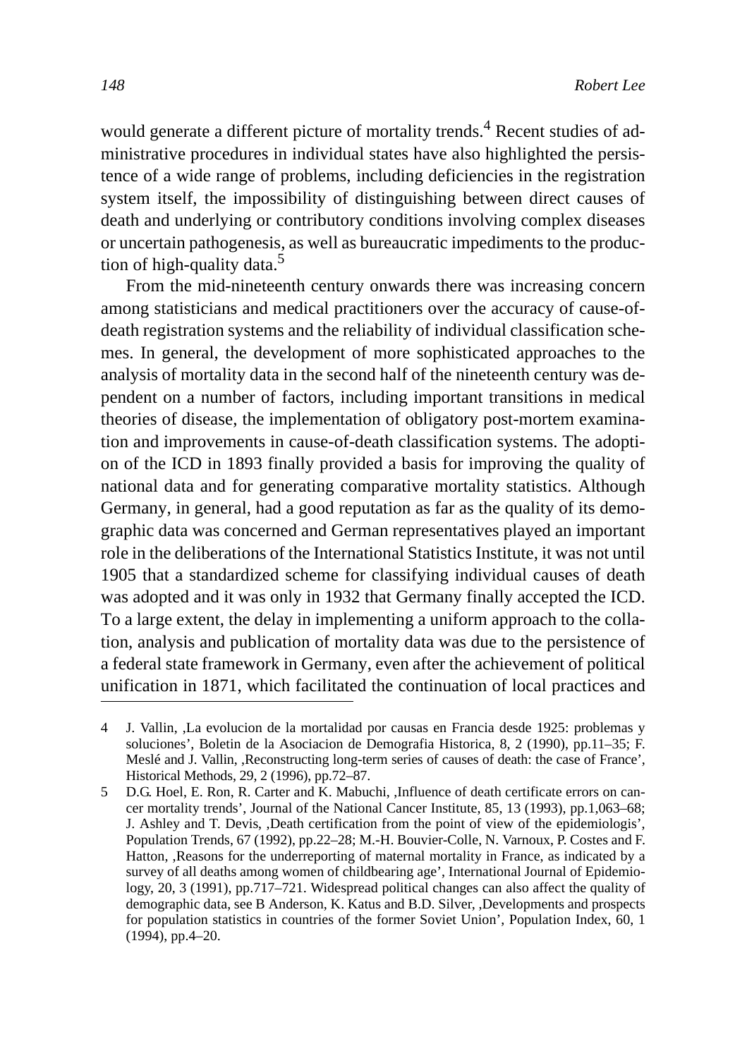would generate a different picture of mortality trends.[4] Recent studies of administrative procedures in individual states have also highlighted the persistence of a wide range of problems, including deficiencies in the registration system itself, the impossibility of distinguishing between direct causes of death and underlying or contributory conditions involving complex diseases or uncertain pathogenesis, as well as bureaucratic impediments to the production of high-quality data.[5]

From the mid-nineteenth century onwards there was increasing concern among statisticians and medical practitioners over the accuracy of cause-of-death registration systems and the reliability of individual classification schemes. In general, the development of more sophisticated approaches to the analysis of mortality data in the second half of the nineteenth century was dependent on a number of factors, including important transitions in medical theories of disease, the implementation of obligatory post-mortem examination and improvements in cause-of-death classification systems. The adoption of the ICD in 1893 finally provided a basis for improving the quality of national data and for generating comparative mortality statistics. Although Germany, in general, had a good reputation as far as the quality of its demographic data was concerned and German representatives played an important role in the deliberations of the International Statistics Institute, it was not until 1905 that a standardized scheme for classifying individual causes of death was adopted and it was only in 1932 that Germany finally accepted the ICD. To a large extent, the delay in implementing a uniform approach to the collation, analysis and publication of mortality data was due to the persistence of a federal state framework in Germany, even after the achievement of political unification in 1871, which facilitated the continuation of local practices and

---

4 J. Vallin, ‚La evolucion de la mortalidad por causas en Francia desde 1925: problemas y soluciones', Boletin de la Asociacion de Demografia Historica, 8, 2 (1990), pp.11–35; F. Meslé and J. Vallin, ‚Reconstructing long-term series of causes of death: the case of France', Historical Methods, 29, 2 (1996), pp.72–87.

5 D.G. Hoel, E. Ron, R. Carter and K. Mabuchi, ‚Influence of death certificate errors on cancer mortality trends', Journal of the National Cancer Institute, 85, 13 (1993), pp.1,063–68; J. Ashley and T. Devis, ‚Death certification from the point of view of the epidemiologis', Population Trends, 67 (1992), pp.22–28; M.-H. Bouvier-Colle, N. Varnoux, P. Costes and F. Hatton, ‚Reasons for the underreporting of maternal mortality in France, as indicated by a survey of all deaths among women of childbearing age', International Journal of Epidemiology, 20, 3 (1991), pp.717–721. Widespread political changes can also affect the quality of demographic data, see B Anderson, K. Katus and B.D. Silver, ‚Developments and prospects for population statistics in countries of the former Soviet Union', Population Index, 60, 1 (1994), pp.4–20.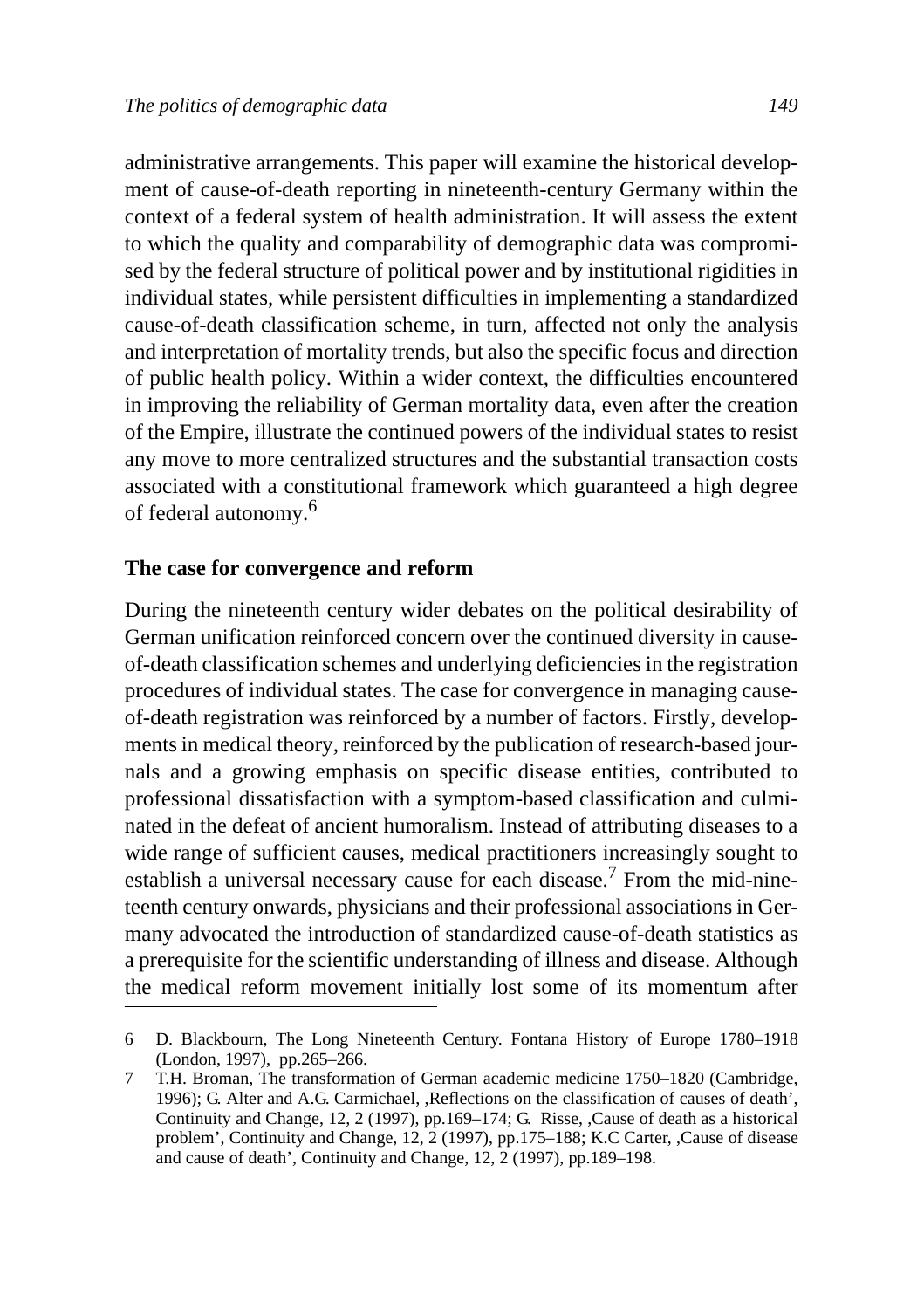administrative arrangements. This paper will examine the historical development of cause-of-death reporting in nineteenth-century Germany within the context of a federal system of health administration. It will assess the extent to which the quality and comparability of demographic data was compromised by the federal structure of political power and by institutional rigidities in individual states, while persistent difficulties in implementing a standardized cause-of-death classification scheme, in turn, affected not only the analysis and interpretation of mortality trends, but also the specific focus and direction of public health policy. Within a wider context, the difficulties encountered in improving the reliability of German mortality data, even after the creation of the Empire, illustrate the continued powers of the individual states to resist any move to more centralized structures and the substantial transaction costs associated with a constitutional framework which guaranteed a high degree of federal autonomy.[6]

## The case for convergence and reform

During the nineteenth century wider debates on the political desirability of German unification reinforced concern over the continued diversity in cause-of-death classification schemes and underlying deficiencies in the registration procedures of individual states. The case for convergence in managing cause-of-death registration was reinforced by a number of factors. Firstly, developments in medical theory, reinforced by the publication of research-based journals and a growing emphasis on specific disease entities, contributed to professional dissatisfaction with a symptom-based classification and culminated in the defeat of ancient humoralism. Instead of attributing diseases to a wide range of sufficient causes, medical practitioners increasingly sought to establish a universal necessary cause for each disease.[7] From the mid-nineteenth century onwards, physicians and their professional associations in Germany advocated the introduction of standardized cause-of-death statistics as a prerequisite for the scientific understanding of illness and disease. Although the medical reform movement initially lost some of its momentum after

---

6 D. Blackbourn, The Long Nineteenth Century. Fontana History of Europe 1780–1918 (London, 1997), pp.265–266.

7 T.H. Broman, The transformation of German academic medicine 1750–1820 (Cambridge, 1996); G. Alter and A.G. Carmichael, ,Reflections on the classification of causes of death', Continuity and Change, 12, 2 (1997), pp.169–174; G. Risse, ,Cause of death as a historical problem', Continuity and Change, 12, 2 (1997), pp.175–188; K.C Carter, ,Cause of disease and cause of death', Continuity and Change, 12, 2 (1997), pp.189–198.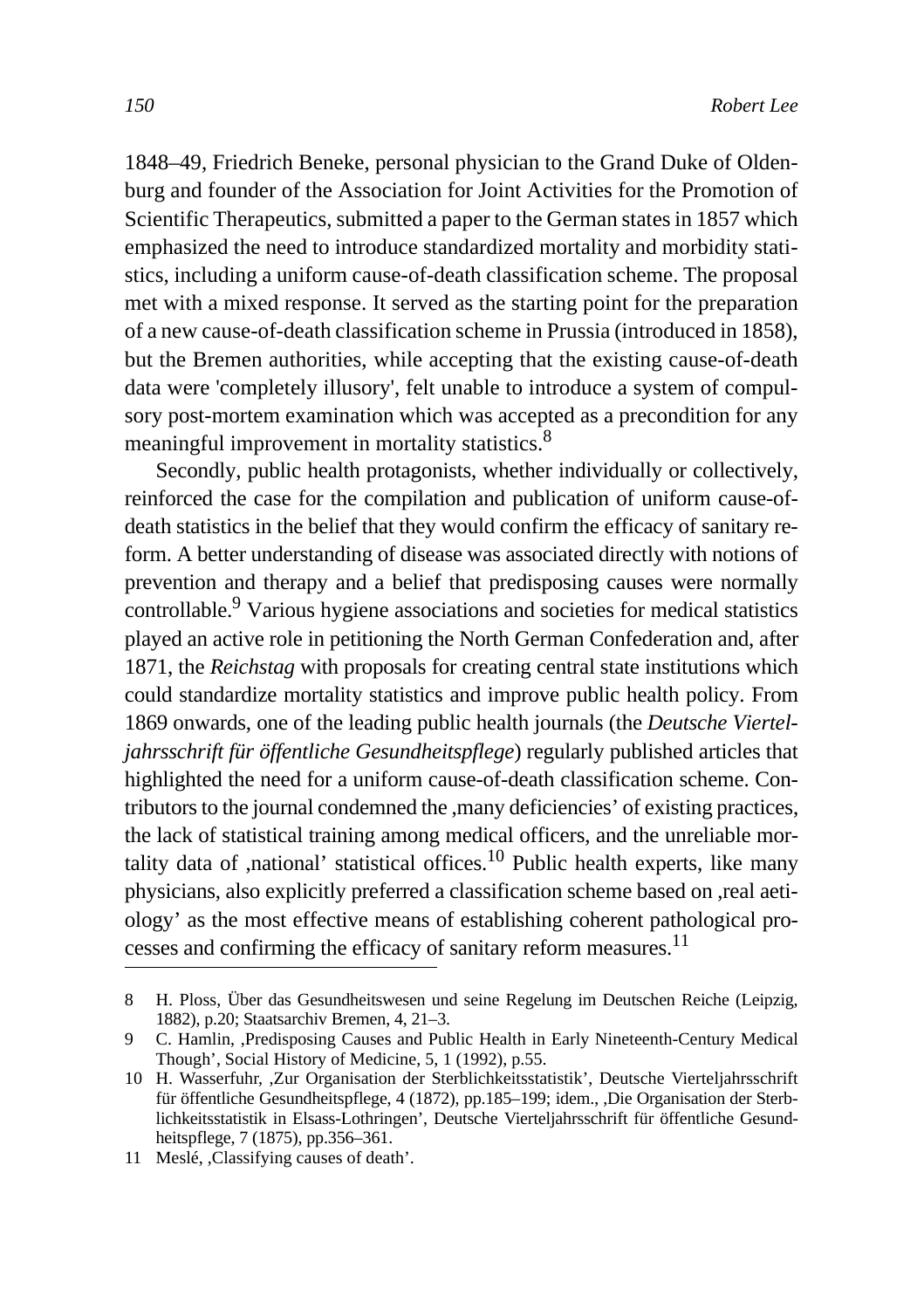1848–49, Friedrich Beneke, personal physician to the Grand Duke of Oldenburg and founder of the Association for Joint Activities for the Promotion of Scientific Therapeutics, submitted a paper to the German states in 1857 which emphasized the need to introduce standardized mortality and morbidity statistics, including a uniform cause-of-death classification scheme. The proposal met with a mixed response. It served as the starting point for the preparation of a new cause-of-death classification scheme in Prussia (introduced in 1858), but the Bremen authorities, while accepting that the existing cause-of-death data were 'completely illusory', felt unable to introduce a system of compulsory post-mortem examination which was accepted as a precondition for any meaningful improvement in mortality statistics.[8]

Secondly, public health protagonists, whether individually or collectively, reinforced the case for the compilation and publication of uniform cause-of-death statistics in the belief that they would confirm the efficacy of sanitary reform. A better understanding of disease was associated directly with notions of prevention and therapy and a belief that predisposing causes were normally controllable.[9] Various hygiene associations and societies for medical statistics played an active role in petitioning the North German Confederation and, after 1871, the *Reichstag* with proposals for creating central state institutions which could standardize mortality statistics and improve public health policy. From 1869 onwards, one of the leading public health journals (the *Deutsche Vierteljahrsschrift für öffentliche Gesundheitspflege*) regularly published articles that highlighted the need for a uniform cause-of-death classification scheme. Contributors to the journal condemned the ‚many deficiencies' of existing practices, the lack of statistical training among medical officers, and the unreliable mortality data of ‚national' statistical offices.[10] Public health experts, like many physicians, also explicitly preferred a classification scheme based on ‚real aetiology' as the most effective means of establishing coherent pathological processes and confirming the efficacy of sanitary reform measures.[11]

---

8 H. Ploss, Über das Gesundheitswesen und seine Regelung im Deutschen Reiche (Leipzig, 1882), p.20; Staatsarchiv Bremen, 4, 21–3.

9 C. Hamlin, ‚Predisposing Causes and Public Health in Early Nineteenth-Century Medical Though', Social History of Medicine, 5, 1 (1992), p.55.

10 H. Wasserfuhr, ‚Zur Organisation der Sterblichkeitsstatistik', Deutsche Vierteljahrsschrift für öffentliche Gesundheitspflege, 4 (1872), pp.185–199; idem., ‚Die Organisation der Sterblichkeitsstatistik in Elsass-Lothringen', Deutsche Vierteljahrsschrift für öffentliche Gesundheitspflege, 7 (1875), pp.356–361.

11 Meslé, ‚Classifying causes of death'.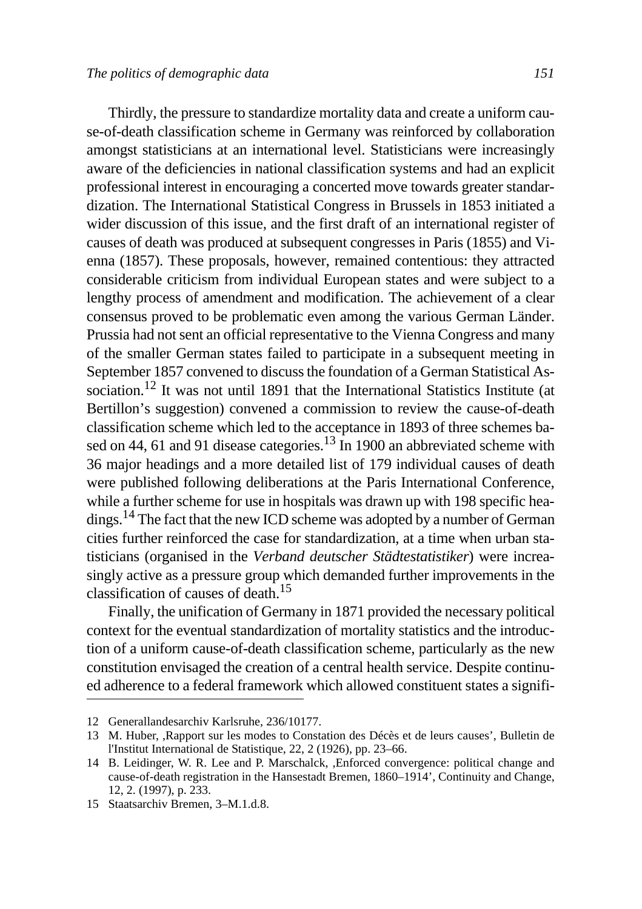Thirdly, the pressure to standardize mortality data and create a uniform cause-of-death classification scheme in Germany was reinforced by collaboration amongst statisticians at an international level. Statisticians were increasingly aware of the deficiencies in national classification systems and had an explicit professional interest in encouraging a concerted move towards greater standardization. The International Statistical Congress in Brussels in 1853 initiated a wider discussion of this issue, and the first draft of an international register of causes of death was produced at subsequent congresses in Paris (1855) and Vienna (1857). These proposals, however, remained contentious: they attracted considerable criticism from individual European states and were subject to a lengthy process of amendment and modification. The achievement of a clear consensus proved to be problematic even among the various German Länder. Prussia had not sent an official representative to the Vienna Congress and many of the smaller German states failed to participate in a subsequent meeting in September 1857 convened to discuss the foundation of a German Statistical Association.[12] It was not until 1891 that the International Statistics Institute (at Bertillon's suggestion) convened a commission to review the cause-of-death classification scheme which led to the acceptance in 1893 of three schemes based on 44, 61 and 91 disease categories.[13] In 1900 an abbreviated scheme with 36 major headings and a more detailed list of 179 individual causes of death were published following deliberations at the Paris International Conference, while a further scheme for use in hospitals was drawn up with 198 specific headings.[14] The fact that the new ICD scheme was adopted by a number of German cities further reinforced the case for standardization, at a time when urban statisticians (organised in the *Verband deutscher Städtestatistiker*) were increasingly active as a pressure group which demanded further improvements in the classification of causes of death.[15]

Finally, the unification of Germany in 1871 provided the necessary political context for the eventual standardization of mortality statistics and the introduction of a uniform cause-of-death classification scheme, particularly as the new constitution envisaged the creation of a central health service. Despite continued adherence to a federal framework which allowed constituent states a signifi-

---

12 Generallandesarchiv Karlsruhe, 236/10177.

13 M. Huber, ‚Rapport sur les modes to Constation des Décès et de leurs causes', Bulletin de l'Institut International de Statistique, 22, 2 (1926), pp. 23–66.

14 B. Leidinger, W. R. Lee and P. Marschalck, ‚Enforced convergence: political change and cause-of-death registration in the Hansestadt Bremen, 1860–1914', Continuity and Change, 12, 2. (1997), p. 233.

15 Staatsarchiv Bremen, 3–M.1.d.8.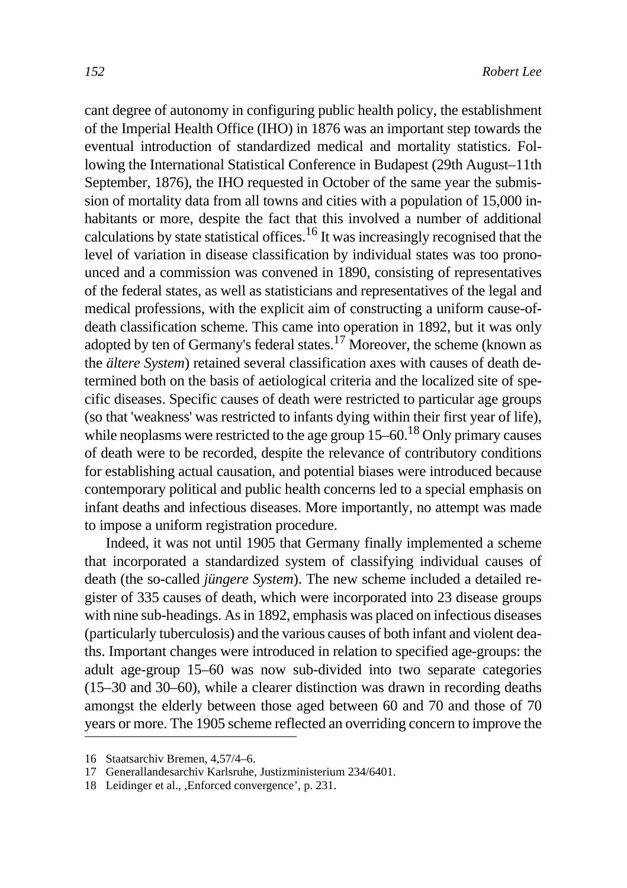cant degree of autonomy in configuring public health policy, the establishment of the Imperial Health Office (IHO) in 1876 was an important step towards the eventual introduction of standardized medical and mortality statistics. Following the International Statistical Conference in Budapest (29th August–11th September, 1876), the IHO requested in October of the same year the submission of mortality data from all towns and cities with a population of 15,000 inhabitants or more, despite the fact that this involved a number of additional calculations by state statistical offices.[16] It was increasingly recognised that the level of variation in disease classification by individual states was too pronounced and a commission was convened in 1890, consisting of representatives of the federal states, as well as statisticians and representatives of the legal and medical professions, with the explicit aim of constructing a uniform cause-of-death classification scheme. This came into operation in 1892, but it was only adopted by ten of Germany's federal states.[17] Moreover, the scheme (known as the *ältere System*) retained several classification axes with causes of death determined both on the basis of aetiological criteria and the localized site of specific diseases. Specific causes of death were restricted to particular age groups (so that 'weakness' was restricted to infants dying within their first year of life), while neoplasms were restricted to the age group 15–60.[18] Only primary causes of death were to be recorded, despite the relevance of contributory conditions for establishing actual causation, and potential biases were introduced because contemporary political and public health concerns led to a special emphasis on infant deaths and infectious diseases. More importantly, no attempt was made to impose a uniform registration procedure.

Indeed, it was not until 1905 that Germany finally implemented a scheme that incorporated a standardized system of classifying individual causes of death (the so-called *jüngere System*). The new scheme included a detailed register of 335 causes of death, which were incorporated into 23 disease groups with nine sub-headings. As in 1892, emphasis was placed on infectious diseases (particularly tuberculosis) and the various causes of both infant and violent deaths. Important changes were introduced in relation to specified age-groups: the adult age-group 15–60 was now sub-divided into two separate categories (15–30 and 30–60), while a clearer distinction was drawn in recording deaths amongst the elderly between those aged between 60 and 70 and those of 70 years or more. The 1905 scheme reflected an overriding concern to improve the

16 Staatsarchiv Bremen, 4,57/4–6.

17 Generallandesarchiv Karlsruhe, Justizministerium 234/6401.

18 Leidinger et al., ‚Enforced convergence', p. 231.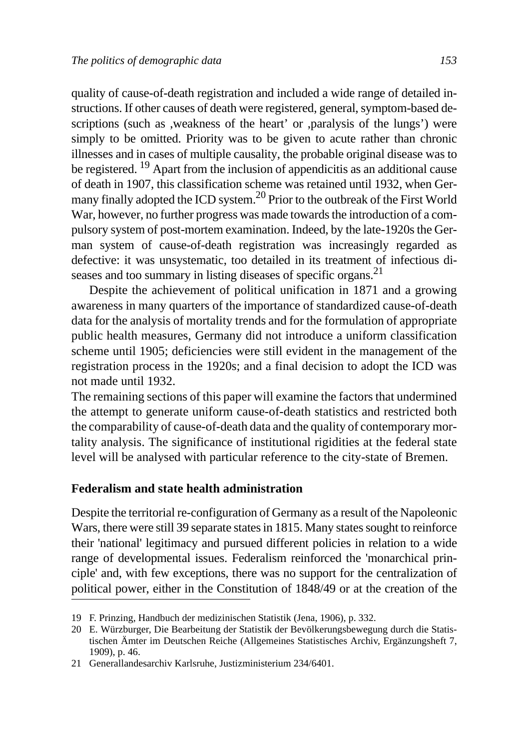quality of cause-of-death registration and included a wide range of detailed instructions. If other causes of death were registered, general, symptom-based descriptions (such as ‚weakness of the heart' or ‚paralysis of the lungs') were simply to be omitted. Priority was to be given to acute rather than chronic illnesses and in cases of multiple causality, the probable original disease was to be registered. [19] Apart from the inclusion of appendicitis as an additional cause of death in 1907, this classification scheme was retained until 1932, when Germany finally adopted the ICD system.[20] Prior to the outbreak of the First World War, however, no further progress was made towards the introduction of a compulsory system of post-mortem examination. Indeed, by the late-1920s the German system of cause-of-death registration was increasingly regarded as defective: it was unsystematic, too detailed in its treatment of infectious diseases and too summary in listing diseases of specific organs.[21]

Despite the achievement of political unification in 1871 and a growing awareness in many quarters of the importance of standardized cause-of-death data for the analysis of mortality trends and for the formulation of appropriate public health measures, Germany did not introduce a uniform classification scheme until 1905; deficiencies were still evident in the management of the registration process in the 1920s; and a final decision to adopt the ICD was not made until 1932.

The remaining sections of this paper will examine the factors that undermined the attempt to generate uniform cause-of-death statistics and restricted both the comparability of cause-of-death data and the quality of contemporary mortality analysis. The significance of institutional rigidities at the federal state level will be analysed with particular reference to the city-state of Bremen.

## Federalism and state health administration

Despite the territorial re-configuration of Germany as a result of the Napoleonic Wars, there were still 39 separate states in 1815. Many states sought to reinforce their 'national' legitimacy and pursued different policies in relation to a wide range of developmental issues. Federalism reinforced the 'monarchical principle' and, with few exceptions, there was no support for the centralization of political power, either in the Constitution of 1848/49 or at the creation of the

19 F. Prinzing, Handbuch der medizinischen Statistik (Jena, 1906), p. 332.

20 E. Würzburger, Die Bearbeitung der Statistik der Bevölkerungsbewegung durch die Statistischen Ämter im Deutschen Reiche (Allgemeines Statistisches Archiv, Ergänzungsheft 7, 1909), p. 46.

21 Generallandesarchiv Karlsruhe, Justizministerium 234/6401.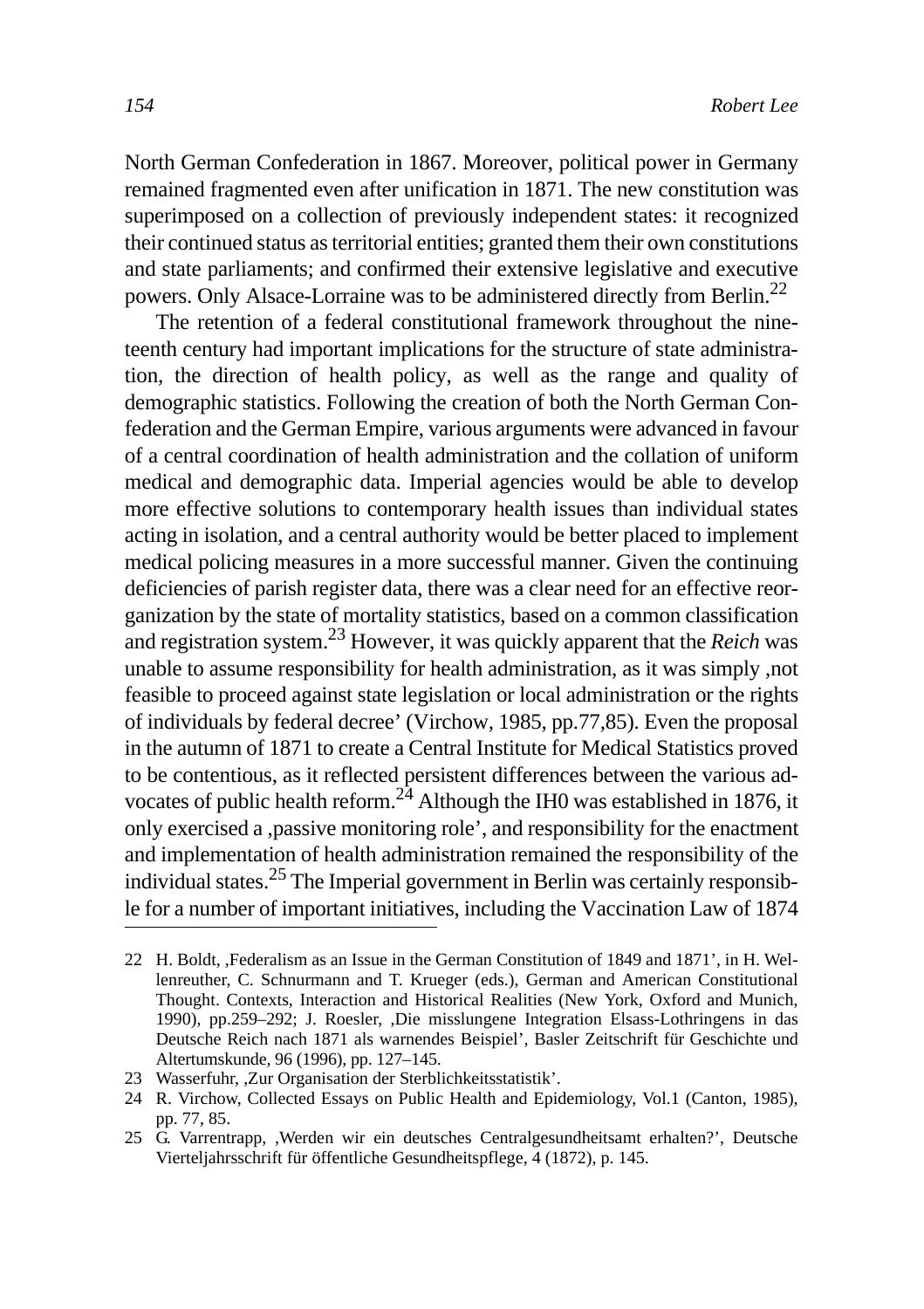North German Confederation in 1867. Moreover, political power in Germany remained fragmented even after unification in 1871. The new constitution was superimposed on a collection of previously independent states: it recognized their continued status as territorial entities; granted them their own constitutions and state parliaments; and confirmed their extensive legislative and executive powers. Only Alsace-Lorraine was to be administered directly from Berlin.[22]

The retention of a federal constitutional framework throughout the nineteenth century had important implications for the structure of state administration, the direction of health policy, as well as the range and quality of demographic statistics. Following the creation of both the North German Confederation and the German Empire, various arguments were advanced in favour of a central coordination of health administration and the collation of uniform medical and demographic data. Imperial agencies would be able to develop more effective solutions to contemporary health issues than individual states acting in isolation, and a central authority would be better placed to implement medical policing measures in a more successful manner. Given the continuing deficiencies of parish register data, there was a clear need for an effective reorganization by the state of mortality statistics, based on a common classification and registration system.[23] However, it was quickly apparent that the *Reich* was unable to assume responsibility for health administration, as it was simply ‚not feasible to proceed against state legislation or local administration or the rights of individuals by federal decree' (Virchow, 1985, pp.77,85). Even the proposal in the autumn of 1871 to create a Central Institute for Medical Statistics proved to be contentious, as it reflected persistent differences between the various advocates of public health reform.[24] Although the IH0 was established in 1876, it only exercised a ‚passive monitoring role', and responsibility for the enactment and implementation of health administration remained the responsibility of the individual states.[25] The Imperial government in Berlin was certainly responsible for a number of important initiatives, including the Vaccination Law of 1874

---

22 H. Boldt, ‚Federalism as an Issue in the German Constitution of 1849 and 1871', in H. Wellenreuther, C. Schnurmann and T. Krueger (eds.), German and American Constitutional Thought. Contexts, Interaction and Historical Realities (New York, Oxford and Munich, 1990), pp.259–292; J. Roesler, ‚Die misslungene Integration Elsass-Lothringens in das Deutsche Reich nach 1871 als warnendes Beispiel', Basler Zeitschrift für Geschichte und Altertumskunde, 96 (1996), pp. 127–145.

23 Wasserfuhr, ‚Zur Organisation der Sterblichkeitsstatistik'.

24 R. Virchow, Collected Essays on Public Health and Epidemiology, Vol.1 (Canton, 1985), pp. 77, 85.

25 G. Varrentrapp, ‚Werden wir ein deutsches Centralgesundheitsamt erhalten?', Deutsche Vierteljahrsschrift für öffentliche Gesundheitspflege, 4 (1872), p. 145.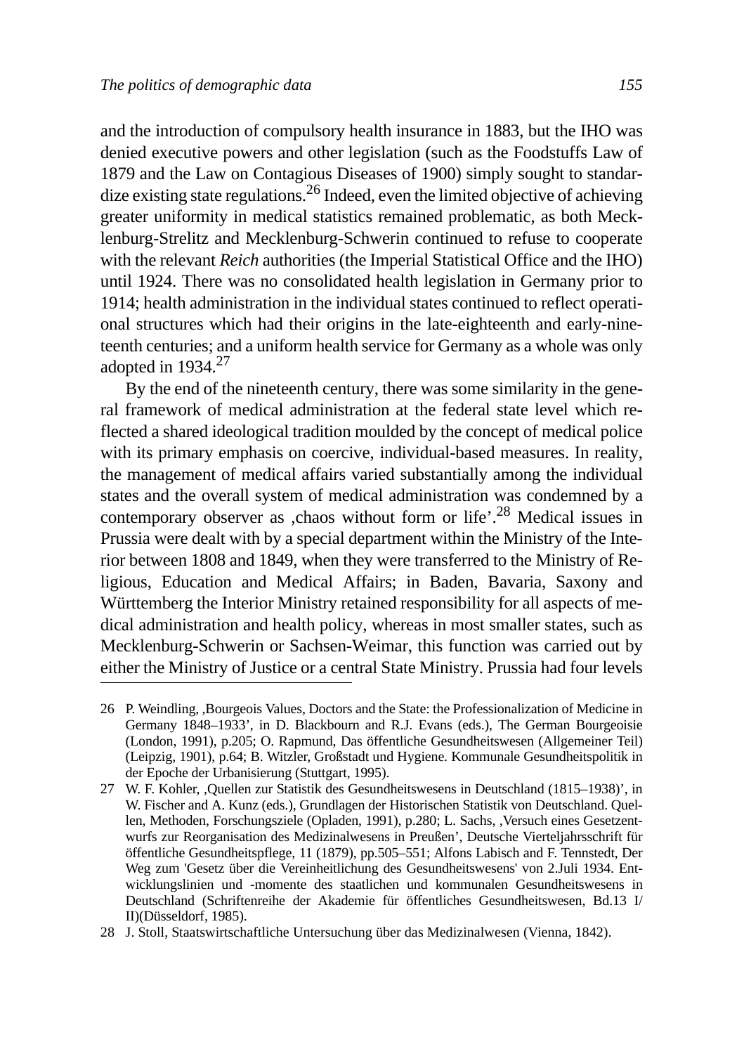and the introduction of compulsory health insurance in 1883, but the IHO was denied executive powers and other legislation (such as the Foodstuffs Law of 1879 and the Law on Contagious Diseases of 1900) simply sought to standardize existing state regulations.[26] Indeed, even the limited objective of achieving greater uniformity in medical statistics remained problematic, as both Mecklenburg-Strelitz and Mecklenburg-Schwerin continued to refuse to cooperate with the relevant *Reich* authorities (the Imperial Statistical Office and the IHO) until 1924. There was no consolidated health legislation in Germany prior to 1914; health administration in the individual states continued to reflect operational structures which had their origins in the late-eighteenth and early-nineteenth centuries; and a uniform health service for Germany as a whole was only adopted in 1934.[27]

By the end of the nineteenth century, there was some similarity in the general framework of medical administration at the federal state level which reflected a shared ideological tradition moulded by the concept of medical police with its primary emphasis on coercive, individual-based measures. In reality, the management of medical affairs varied substantially among the individual states and the overall system of medical administration was condemned by a contemporary observer as ‚chaos without form or life'.[28] Medical issues in Prussia were dealt with by a special department within the Ministry of the Interior between 1808 and 1849, when they were transferred to the Ministry of Religious, Education and Medical Affairs; in Baden, Bavaria, Saxony and Württemberg the Interior Ministry retained responsibility for all aspects of medical administration and health policy, whereas in most smaller states, such as Mecklenburg-Schwerin or Sachsen-Weimar, this function was carried out by either the Ministry of Justice or a central State Ministry. Prussia had four levels

---

26 P. Weindling, ‚Bourgeois Values, Doctors and the State: the Professionalization of Medicine in Germany 1848–1933', in D. Blackbourn and R.J. Evans (eds.), The German Bourgeoisie (London, 1991), p.205; O. Rapmund, Das öffentliche Gesundheitswesen (Allgemeiner Teil) (Leipzig, 1901), p.64; B. Witzler, Großstadt und Hygiene. Kommunale Gesundheitspolitik in der Epoche der Urbanisierung (Stuttgart, 1995).

27 W. F. Kohler, ‚Quellen zur Statistik des Gesundheitswesens in Deutschland (1815–1938)', in W. Fischer and A. Kunz (eds.), Grundlagen der Historischen Statistik von Deutschland. Quellen, Methoden, Forschungsziele (Opladen, 1991), p.280; L. Sachs, ‚Versuch eines Gesetzentwurfs zur Reorganisation des Medizinalwesens in Preußen', Deutsche Vierteljahrsschrift für öffentliche Gesundheitspflege, 11 (1879), pp.505–551; Alfons Labisch and F. Tennstedt, Der Weg zum 'Gesetz über die Vereinheitlichung des Gesundheitswesens' von 2.Juli 1934. Entwicklungslinien und -momente des staatlichen und kommunalen Gesundheitswesens in Deutschland (Schriftenreihe der Akademie für öffentliches Gesundheitswesen, Bd.13 I/ II)(Düsseldorf, 1985).

28 J. Stoll, Staatswirtschaftliche Untersuchung über das Medizinalwesen (Vienna, 1842).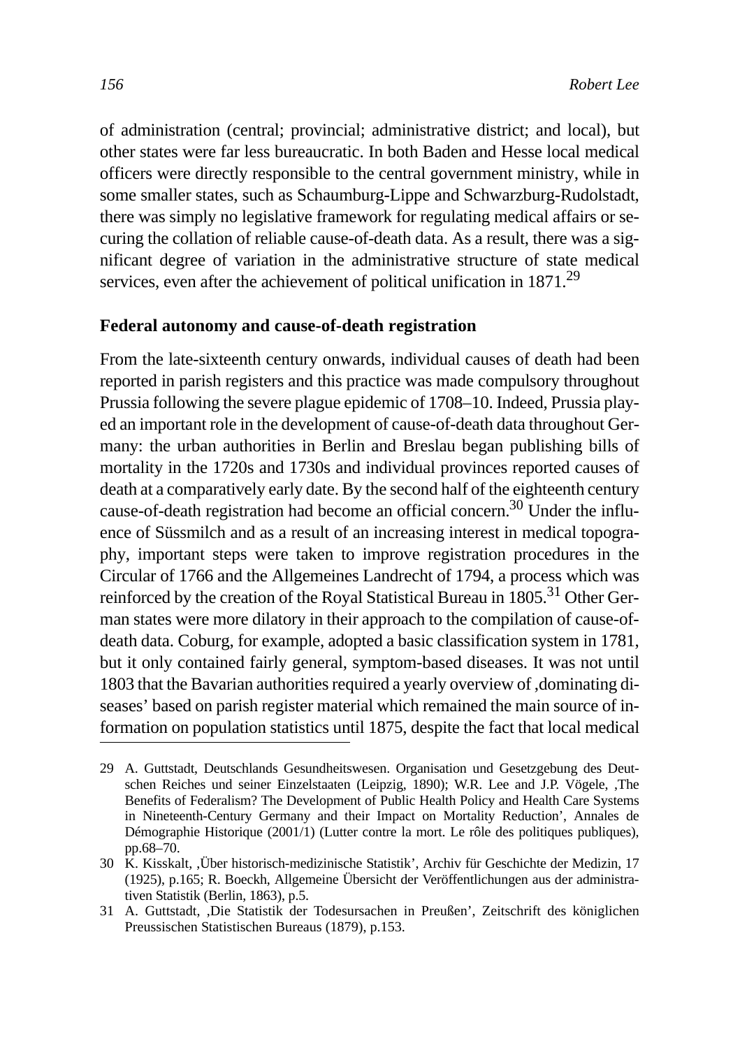of administration (central; provincial; administrative district; and local), but other states were far less bureaucratic. In both Baden and Hesse local medical officers were directly responsible to the central government ministry, while in some smaller states, such as Schaumburg-Lippe and Schwarzburg-Rudolstadt, there was simply no legislative framework for regulating medical affairs or securing the collation of reliable cause-of-death data. As a result, there was a significant degree of variation in the administrative structure of state medical services, even after the achievement of political unification in 1871.[29]

## Federal autonomy and cause-of-death registration

From the late-sixteenth century onwards, individual causes of death had been reported in parish registers and this practice was made compulsory throughout Prussia following the severe plague epidemic of 1708–10. Indeed, Prussia played an important role in the development of cause-of-death data throughout Germany: the urban authorities in Berlin and Breslau began publishing bills of mortality in the 1720s and 1730s and individual provinces reported causes of death at a comparatively early date. By the second half of the eighteenth century cause-of-death registration had become an official concern.[30] Under the influence of Süssmilch and as a result of an increasing interest in medical topography, important steps were taken to improve registration procedures in the Circular of 1766 and the Allgemeines Landrecht of 1794, a process which was reinforced by the creation of the Royal Statistical Bureau in 1805.[31] Other German states were more dilatory in their approach to the compilation of cause-of-death data. Coburg, for example, adopted a basic classification system in 1781, but it only contained fairly general, symptom-based diseases. It was not until 1803 that the Bavarian authorities required a yearly overview of ‚dominating diseases' based on parish register material which remained the main source of information on population statistics until 1875, despite the fact that local medical

---

29 A. Guttstadt, Deutschlands Gesundheitswesen. Organisation und Gesetzgebung des Deutschen Reiches und seiner Einzelstaaten (Leipzig, 1890); W.R. Lee and J.P. Vögele, ‚The Benefits of Federalism? The Development of Public Health Policy and Health Care Systems in Nineteenth-Century Germany and their Impact on Mortality Reduction', Annales de Démographie Historique (2001/1) (Lutter contre la mort. Le rôle des politiques publiques), pp.68–70.

30 K. Kisskalt, ‚Über historisch-medizinische Statistik', Archiv für Geschichte der Medizin, 17 (1925), p.165; R. Boeckh, Allgemeine Übersicht der Veröffentlichungen aus der administrativen Statistik (Berlin, 1863), p.5.

31 A. Guttstadt, ‚Die Statistik der Todesursachen in Preußen', Zeitschrift des königlichen Preussischen Statistischen Bureaus (1879), p.153.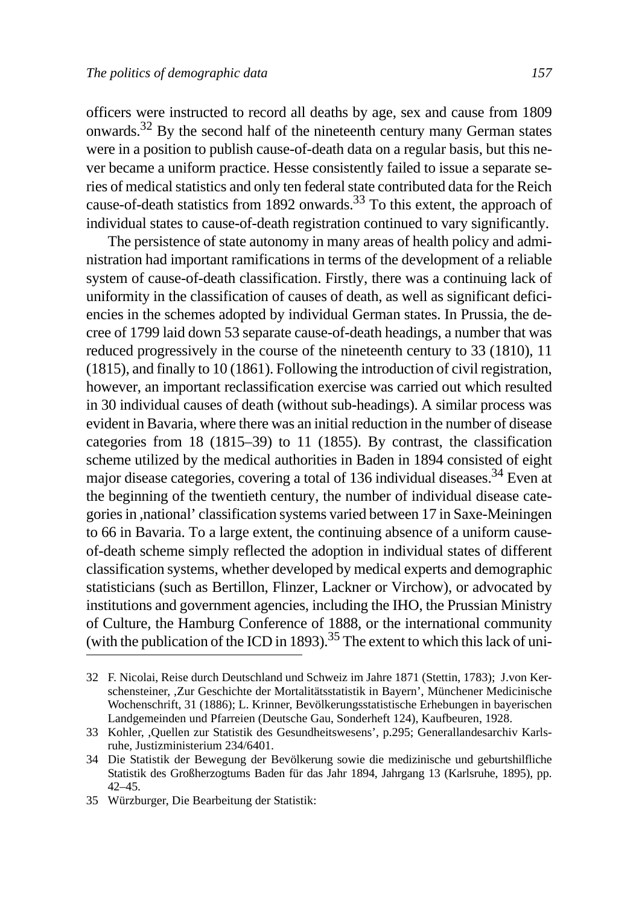officers were instructed to record all deaths by age, sex and cause from 1809 onwards.[32] By the second half of the nineteenth century many German states were in a position to publish cause-of-death data on a regular basis, but this never became a uniform practice. Hesse consistently failed to issue a separate series of medical statistics and only ten federal state contributed data for the Reich cause-of-death statistics from 1892 onwards.[33] To this extent, the approach of individual states to cause-of-death registration continued to vary significantly.

The persistence of state autonomy in many areas of health policy and administration had important ramifications in terms of the development of a reliable system of cause-of-death classification. Firstly, there was a continuing lack of uniformity in the classification of causes of death, as well as significant deficiencies in the schemes adopted by individual German states. In Prussia, the decree of 1799 laid down 53 separate cause-of-death headings, a number that was reduced progressively in the course of the nineteenth century to 33 (1810), 11 (1815), and finally to 10 (1861). Following the introduction of civil registration, however, an important reclassification exercise was carried out which resulted in 30 individual causes of death (without sub-headings). A similar process was evident in Bavaria, where there was an initial reduction in the number of disease categories from 18 (1815–39) to 11 (1855). By contrast, the classification scheme utilized by the medical authorities in Baden in 1894 consisted of eight major disease categories, covering a total of 136 individual diseases.[34] Even at the beginning of the twentieth century, the number of individual disease categories in ‚national' classification systems varied between 17 in Saxe-Meiningen to 66 in Bavaria. To a large extent, the continuing absence of a uniform cause-of-death scheme simply reflected the adoption in individual states of different classification systems, whether developed by medical experts and demographic statisticians (such as Bertillon, Flinzer, Lackner or Virchow), or advocated by institutions and government agencies, including the IHO, the Prussian Ministry of Culture, the Hamburg Conference of 1888, or the international community (with the publication of the ICD in 1893).[35] The extent to which this lack of uni-

---

32 F. Nicolai, Reise durch Deutschland und Schweiz im Jahre 1871 (Stettin, 1783); J.von Kerschensteiner, ‚Zur Geschichte der Mortalitätsstatistik in Bayern', Münchener Medicinische Wochenschrift, 31 (1886); L. Krinner, Bevölkerungsstatistische Erhebungen in bayerischen Landgemeinden und Pfarreien (Deutsche Gau, Sonderheft 124), Kaufbeuren, 1928.

33 Kohler, ‚Quellen zur Statistik des Gesundheitswesens', p.295; Generallandesarchiv Karlsruhe, Justizministerium 234/6401.

34 Die Statistik der Bewegung der Bevölkerung sowie die medizinische und geburtshilfliche Statistik des Großherzogtums Baden für das Jahr 1894, Jahrgang 13 (Karlsruhe, 1895), pp. 42–45.

35 Würzburger, Die Bearbeitung der Statistik: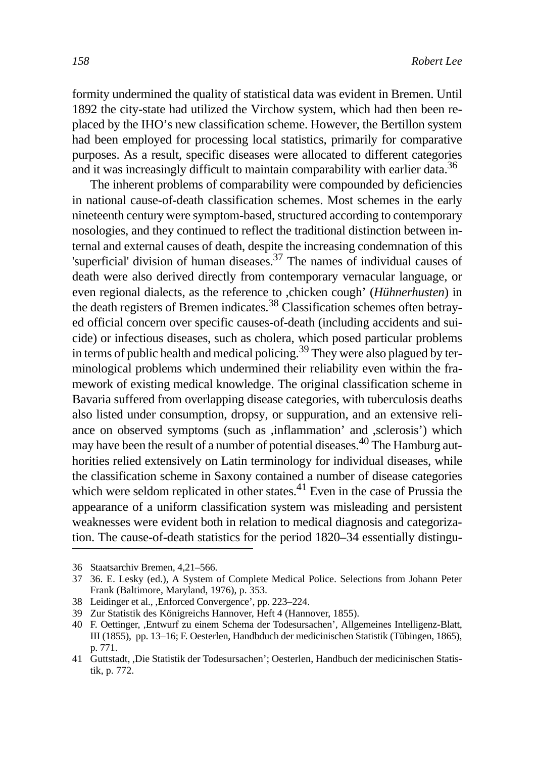formity undermined the quality of statistical data was evident in Bremen. Until 1892 the city-state had utilized the Virchow system, which had then been replaced by the IHO's new classification scheme. However, the Bertillon system had been employed for processing local statistics, primarily for comparative purposes. As a result, specific diseases were allocated to different categories and it was increasingly difficult to maintain comparability with earlier data.[36]

The inherent problems of comparability were compounded by deficiencies in national cause-of-death classification schemes. Most schemes in the early nineteenth century were symptom-based, structured according to contemporary nosologies, and they continued to reflect the traditional distinction between internal and external causes of death, despite the increasing condemnation of this 'superficial' division of human diseases.[37] The names of individual causes of death were also derived directly from contemporary vernacular language, or even regional dialects, as the reference to ‚chicken cough' (*Hühnerhusten*) in the death registers of Bremen indicates.[38] Classification schemes often betrayed official concern over specific causes-of-death (including accidents and suicide) or infectious diseases, such as cholera, which posed particular problems in terms of public health and medical policing.[39] They were also plagued by terminological problems which undermined their reliability even within the framework of existing medical knowledge. The original classification scheme in Bavaria suffered from overlapping disease categories, with tuberculosis deaths also listed under consumption, dropsy, or suppuration, and an extensive reliance on observed symptoms (such as ‚inflammation' and ‚sclerosis') which may have been the result of a number of potential diseases.[40] The Hamburg authorities relied extensively on Latin terminology for individual diseases, while the classification scheme in Saxony contained a number of disease categories which were seldom replicated in other states.[41] Even in the case of Prussia the appearance of a uniform classification system was misleading and persistent weaknesses were evident both in relation to medical diagnosis and categorization. The cause-of-death statistics for the period 1820–34 essentially distingu-

---

36 Staatsarchiv Bremen, 4,21–566.

37 36. E. Lesky (ed.), A System of Complete Medical Police. Selections from Johann Peter Frank (Baltimore, Maryland, 1976), p. 353.

38 Leidinger et al., ‚Enforced Convergence', pp. 223–224.

39 Zur Statistik des Königreichs Hannover, Heft 4 (Hannover, 1855).

40 F. Oettinger, ‚Entwurf zu einem Schema der Todesursachen', Allgemeines Intelligenz-Blatt, III (1855), pp. 13–16; F. Oesterlen, Handbduch der medicinischen Statistik (Tübingen, 1865), p. 771.

41 Guttstadt, ‚Die Statistik der Todesursachen'; Oesterlen, Handbuch der medicinischen Statistik, p. 772.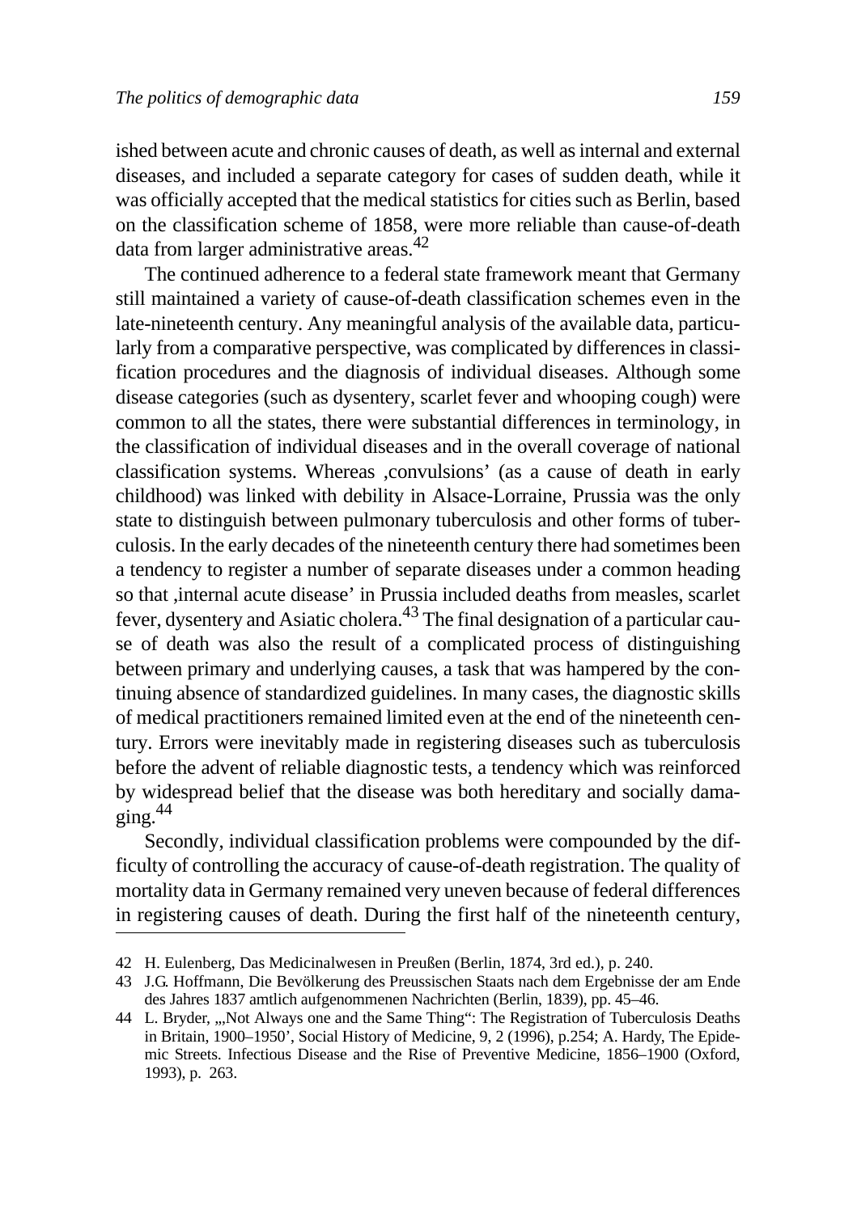ished between acute and chronic causes of death, as well as internal and external diseases, and included a separate category for cases of sudden death, while it was officially accepted that the medical statistics for cities such as Berlin, based on the classification scheme of 1858, were more reliable than cause-of-death data from larger administrative areas.[42]

The continued adherence to a federal state framework meant that Germany still maintained a variety of cause-of-death classification schemes even in the late-nineteenth century. Any meaningful analysis of the available data, particularly from a comparative perspective, was complicated by differences in classification procedures and the diagnosis of individual diseases. Although some disease categories (such as dysentery, scarlet fever and whooping cough) were common to all the states, there were substantial differences in terminology, in the classification of individual diseases and in the overall coverage of national classification systems. Whereas ‚convulsions' (as a cause of death in early childhood) was linked with debility in Alsace-Lorraine, Prussia was the only state to distinguish between pulmonary tuberculosis and other forms of tuberculosis. In the early decades of the nineteenth century there had sometimes been a tendency to register a number of separate diseases under a common heading so that ‚internal acute disease' in Prussia included deaths from measles, scarlet fever, dysentery and Asiatic cholera.[43] The final designation of a particular cause of death was also the result of a complicated process of distinguishing between primary and underlying causes, a task that was hampered by the continuing absence of standardized guidelines. In many cases, the diagnostic skills of medical practitioners remained limited even at the end of the nineteenth century. Errors were inevitably made in registering diseases such as tuberculosis before the advent of reliable diagnostic tests, a tendency which was reinforced by widespread belief that the disease was both hereditary and socially damaging.[44]

Secondly, individual classification problems were compounded by the difficulty of controlling the accuracy of cause-of-death registration. The quality of mortality data in Germany remained very uneven because of federal differences in registering causes of death. During the first half of the nineteenth century,

---

42 H. Eulenberg, Das Medicinalwesen in Preußen (Berlin, 1874, 3rd ed.), p. 240.

43 J.G. Hoffmann, Die Bevölkerung des Preussischen Staats nach dem Ergebnisse der am Ende des Jahres 1837 amtlich aufgenommenen Nachrichten (Berlin, 1839), pp. 45–46.

44 L. Bryder, „‚Not Always one and the Same Thing": The Registration of Tuberculosis Deaths in Britain, 1900–1950', Social History of Medicine, 9, 2 (1996), p.254; A. Hardy, The Epidemic Streets. Infectious Disease and the Rise of Preventive Medicine, 1856–1900 (Oxford, 1993), p. 263.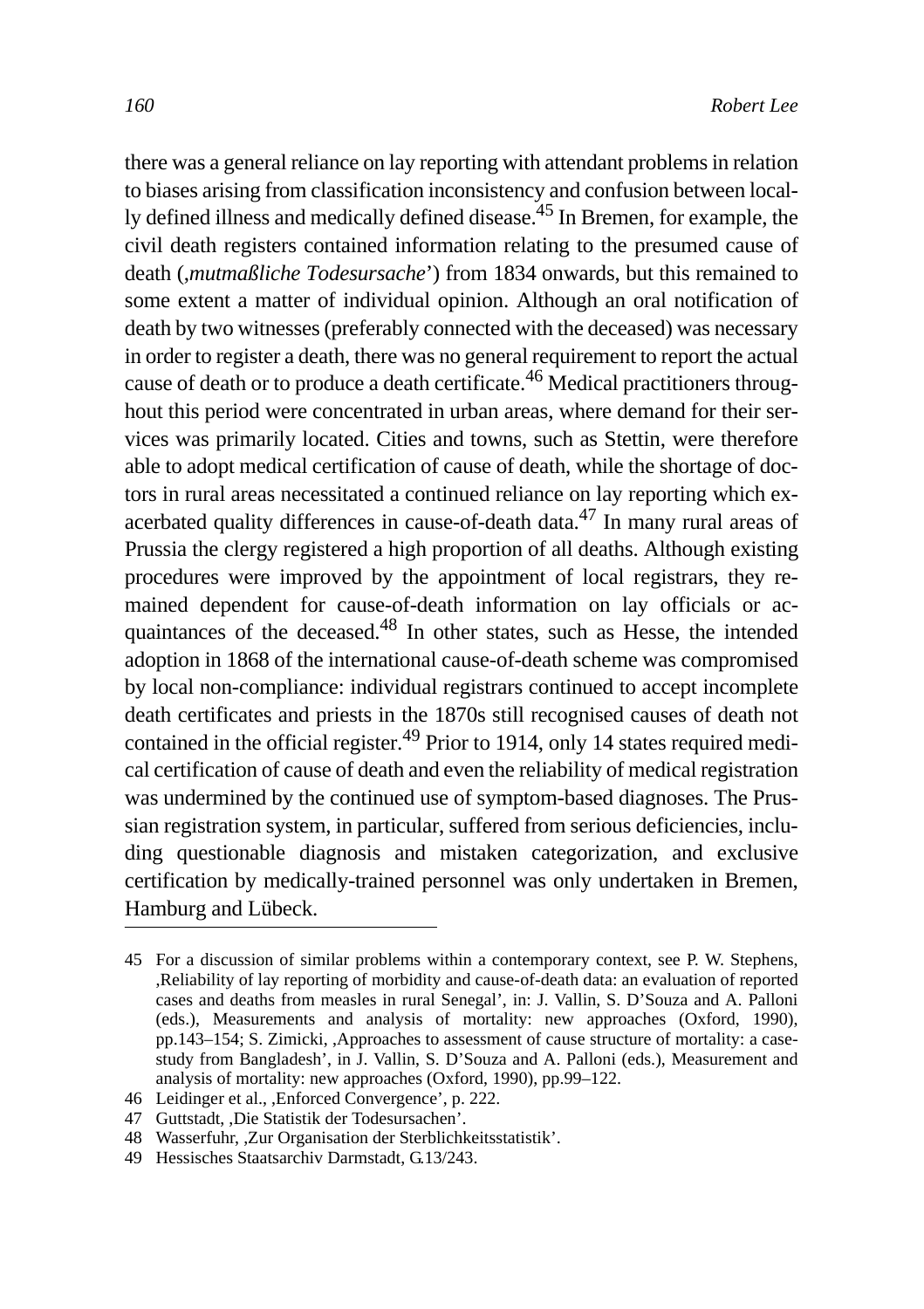there was a general reliance on lay reporting with attendant problems in relation to biases arising from classification inconsistency and confusion between locally defined illness and medically defined disease.[45] In Bremen, for example, the civil death registers contained information relating to the presumed cause of death (‚*mutmaßliche Todesursache*') from 1834 onwards, but this remained to some extent a matter of individual opinion. Although an oral notification of death by two witnesses (preferably connected with the deceased) was necessary in order to register a death, there was no general requirement to report the actual cause of death or to produce a death certificate.[46] Medical practitioners throughout this period were concentrated in urban areas, where demand for their services was primarily located. Cities and towns, such as Stettin, were therefore able to adopt medical certification of cause of death, while the shortage of doctors in rural areas necessitated a continued reliance on lay reporting which exacerbated quality differences in cause-of-death data.[47] In many rural areas of Prussia the clergy registered a high proportion of all deaths. Although existing procedures were improved by the appointment of local registrars, they remained dependent for cause-of-death information on lay officials or acquaintances of the deceased.[48] In other states, such as Hesse, the intended adoption in 1868 of the international cause-of-death scheme was compromised by local non-compliance: individual registrars continued to accept incomplete death certificates and priests in the 1870s still recognised causes of death not contained in the official register.[49] Prior to 1914, only 14 states required medical certification of cause of death and even the reliability of medical registration was undermined by the continued use of symptom-based diagnoses. The Prussian registration system, in particular, suffered from serious deficiencies, including questionable diagnosis and mistaken categorization, and exclusive certification by medically-trained personnel was only undertaken in Bremen, Hamburg and Lübeck.

45 For a discussion of similar problems within a contemporary context, see P. W. Stephens, ‚Reliability of lay reporting of morbidity and cause-of-death data: an evaluation of reported cases and deaths from measles in rural Senegal', in: J. Vallin, S. D'Souza and A. Palloni (eds.), Measurements and analysis of mortality: new approaches (Oxford, 1990), pp.143–154; S. Zimicki, ‚Approaches to assessment of cause structure of mortality: a case-study from Bangladesh', in J. Vallin, S. D'Souza and A. Palloni (eds.), Measurement and analysis of mortality: new approaches (Oxford, 1990), pp.99–122.

46 Leidinger et al., ‚Enforced Convergence', p. 222.

47 Guttstadt, ‚Die Statistik der Todesursachen'.

48 Wasserfuhr, ‚Zur Organisation der Sterblichkeitsstatistik'.

49 Hessisches Staatsarchiv Darmstadt, G.13/243.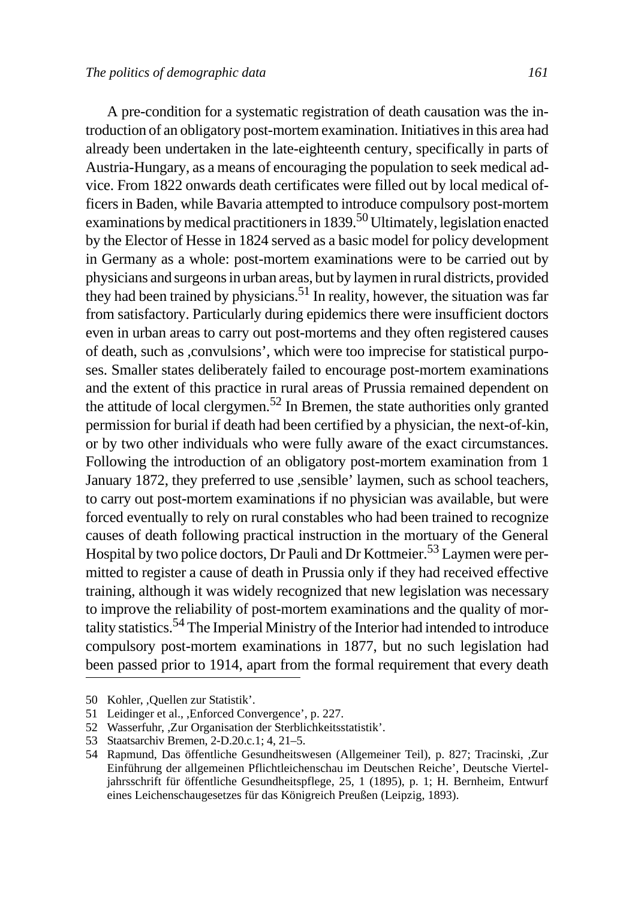A pre-condition for a systematic registration of death causation was the introduction of an obligatory post-mortem examination. Initiatives in this area had already been undertaken in the late-eighteenth century, specifically in parts of Austria-Hungary, as a means of encouraging the population to seek medical advice. From 1822 onwards death certificates were filled out by local medical officers in Baden, while Bavaria attempted to introduce compulsory post-mortem examinations by medical practitioners in 1839.[50] Ultimately, legislation enacted by the Elector of Hesse in 1824 served as a basic model for policy development in Germany as a whole: post-mortem examinations were to be carried out by physicians and surgeons in urban areas, but by laymen in rural districts, provided they had been trained by physicians.[51] In reality, however, the situation was far from satisfactory. Particularly during epidemics there were insufficient doctors even in urban areas to carry out post-mortems and they often registered causes of death, such as ‚convulsions', which were too imprecise for statistical purposes. Smaller states deliberately failed to encourage post-mortem examinations and the extent of this practice in rural areas of Prussia remained dependent on the attitude of local clergymen.[52] In Bremen, the state authorities only granted permission for burial if death had been certified by a physician, the next-of-kin, or by two other individuals who were fully aware of the exact circumstances. Following the introduction of an obligatory post-mortem examination from 1 January 1872, they preferred to use ‚sensible' laymen, such as school teachers, to carry out post-mortem examinations if no physician was available, but were forced eventually to rely on rural constables who had been trained to recognize causes of death following practical instruction in the mortuary of the General Hospital by two police doctors, Dr Pauli and Dr Kottmeier.[53] Laymen were permitted to register a cause of death in Prussia only if they had received effective training, although it was widely recognized that new legislation was necessary to improve the reliability of post-mortem examinations and the quality of mortality statistics.[54] The Imperial Ministry of the Interior had intended to introduce compulsory post-mortem examinations in 1877, but no such legislation had been passed prior to 1914, apart from the formal requirement that every death

---

50 Kohler, ‚Quellen zur Statistik'.

51 Leidinger et al., ‚Enforced Convergence', p. 227.

52 Wasserfuhr, ‚Zur Organisation der Sterblichkeitsstatistik'.

53 Staatsarchiv Bremen, 2-D.20.c.1; 4, 21–5.

54 Rapmund, Das öffentliche Gesundheitswesen (Allgemeiner Teil), p. 827; Tracinski, ‚Zur Einführung der allgemeinen Pflichtleichenschau im Deutschen Reiche', Deutsche Vierteljahrsschrift für öffentliche Gesundheitspflege, 25, 1 (1895), p. 1; H. Bernheim, Entwurf eines Leichenschaugesetzes für das Königreich Preußen (Leipzig, 1893).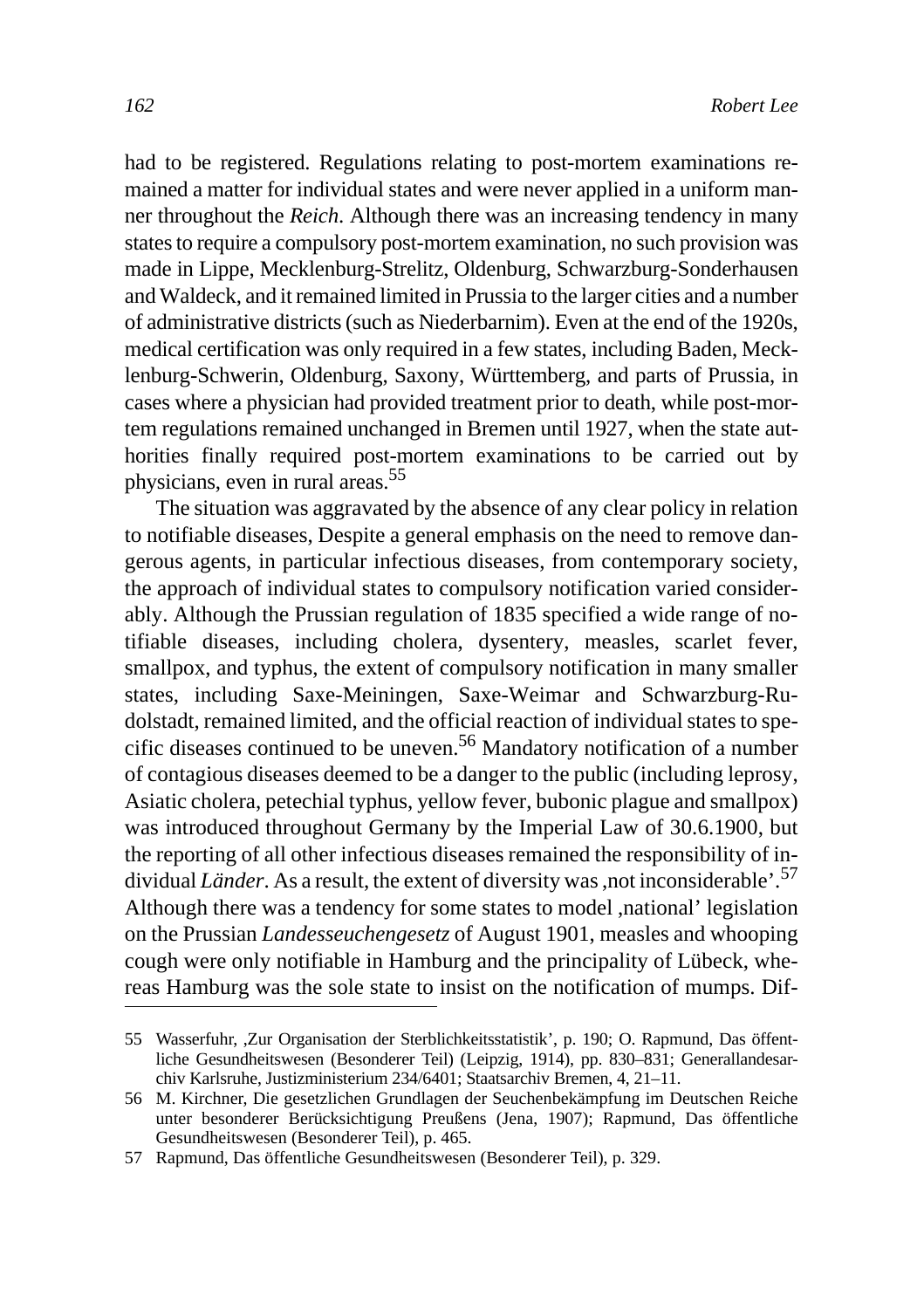had to be registered. Regulations relating to post-mortem examinations remained a matter for individual states and were never applied in a uniform manner throughout the *Reich*. Although there was an increasing tendency in many states to require a compulsory post-mortem examination, no such provision was made in Lippe, Mecklenburg-Strelitz, Oldenburg, Schwarzburg-Sonderhausen and Waldeck, and it remained limited in Prussia to the larger cities and a number of administrative districts (such as Niederbarnim). Even at the end of the 1920s, medical certification was only required in a few states, including Baden, Mecklenburg-Schwerin, Oldenburg, Saxony, Württemberg, and parts of Prussia, in cases where a physician had provided treatment prior to death, while post-mortem regulations remained unchanged in Bremen until 1927, when the state authorities finally required post-mortem examinations to be carried out by physicians, even in rural areas.[55]

The situation was aggravated by the absence of any clear policy in relation to notifiable diseases, Despite a general emphasis on the need to remove dangerous agents, in particular infectious diseases, from contemporary society, the approach of individual states to compulsory notification varied considerably. Although the Prussian regulation of 1835 specified a wide range of notifiable diseases, including cholera, dysentery, measles, scarlet fever, smallpox, and typhus, the extent of compulsory notification in many smaller states, including Saxe-Meiningen, Saxe-Weimar and Schwarzburg-Rudolstadt, remained limited, and the official reaction of individual states to specific diseases continued to be uneven.[56] Mandatory notification of a number of contagious diseases deemed to be a danger to the public (including leprosy, Asiatic cholera, petechial typhus, yellow fever, bubonic plague and smallpox) was introduced throughout Germany by the Imperial Law of 30.6.1900, but the reporting of all other infectious diseases remained the responsibility of individual *Länder*. As a result, the extent of diversity was ‚not inconsiderable'.[57] Although there was a tendency for some states to model ‚national' legislation on the Prussian *Landesseuchengesetz* of August 1901, measles and whooping cough were only notifiable in Hamburg and the principality of Lübeck, whereas Hamburg was the sole state to insist on the notification of mumps. Dif-

---

55 Wasserfuhr, ‚Zur Organisation der Sterblichkeitsstatistik', p. 190; O. Rapmund, Das öffentliche Gesundheitswesen (Besonderer Teil) (Leipzig, 1914), pp. 830–831; Generallandesarchiv Karlsruhe, Justizministerium 234/6401; Staatsarchiv Bremen, 4, 21–11.

56 M. Kirchner, Die gesetzlichen Grundlagen der Seuchenbekämpfung im Deutschen Reiche unter besonderer Berücksichtigung Preußens (Jena, 1907); Rapmund, Das öffentliche Gesundheitswesen (Besonderer Teil), p. 465.

57 Rapmund, Das öffentliche Gesundheitswesen (Besonderer Teil), p. 329.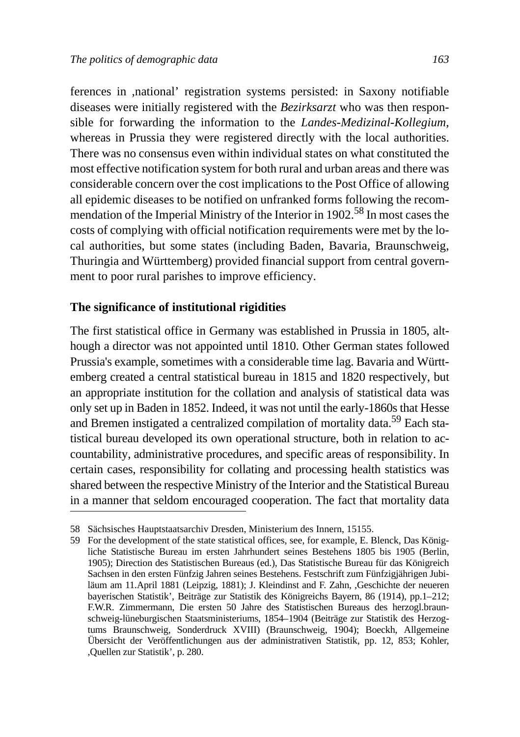ferences in ‚national' registration systems persisted: in Saxony notifiable diseases were initially registered with the *Bezirksarzt* who was then responsible for forwarding the information to the *Landes-Medizinal-Kollegium*, whereas in Prussia they were registered directly with the local authorities. There was no consensus even within individual states on what constituted the most effective notification system for both rural and urban areas and there was considerable concern over the cost implications to the Post Office of allowing all epidemic diseases to be notified on unfranked forms following the recommendation of the Imperial Ministry of the Interior in 1902.[58] In most cases the costs of complying with official notification requirements were met by the local authorities, but some states (including Baden, Bavaria, Braunschweig, Thuringia and Württemberg) provided financial support from central government to poor rural parishes to improve efficiency.

## The significance of institutional rigidities

The first statistical office in Germany was established in Prussia in 1805, although a director was not appointed until 1810. Other German states followed Prussia's example, sometimes with a considerable time lag. Bavaria and Württemberg created a central statistical bureau in 1815 and 1820 respectively, but an appropriate institution for the collation and analysis of statistical data was only set up in Baden in 1852. Indeed, it was not until the early-1860s that Hesse and Bremen instigated a centralized compilation of mortality data.[59] Each statistical bureau developed its own operational structure, both in relation to accountability, administrative procedures, and specific areas of responsibility. In certain cases, responsibility for collating and processing health statistics was shared between the respective Ministry of the Interior and the Statistical Bureau in a manner that seldom encouraged cooperation. The fact that mortality data

---

58 Sächsisches Hauptstaatsarchiv Dresden, Ministerium des Innern, 15155.

59 For the development of the state statistical offices, see, for example, E. Blenck, Das Königliche Statistische Bureau im ersten Jahrhundert seines Bestehens 1805 bis 1905 (Berlin, 1905); Direction des Statistischen Bureaus (ed.), Das Statistische Bureau für das Königreich Sachsen in den ersten Fünfzig Jahren seines Bestehens. Festschrift zum Fünfzigjährigen Jubiläum am 11.April 1881 (Leipzig, 1881); J. Kleindinst and F. Zahn, ‚Geschichte der neueren bayerischen Statistik', Beiträge zur Statistik des Königreichs Bayern, 86 (1914), pp.1–212; F.W.R. Zimmermann, Die ersten 50 Jahre des Statistischen Bureaus des herzogl.braunschweig-lüneburgischen Staatsministeriums, 1854–1904 (Beiträge zur Statistik des Herzogtums Braunschweig, Sonderdruck XVIII) (Braunschweig, 1904); Boeckh, Allgemeine Übersicht der Veröffentlichungen aus der administrativen Statistik, pp. 12, 853; Kohler, ‚Quellen zur Statistik', p. 280.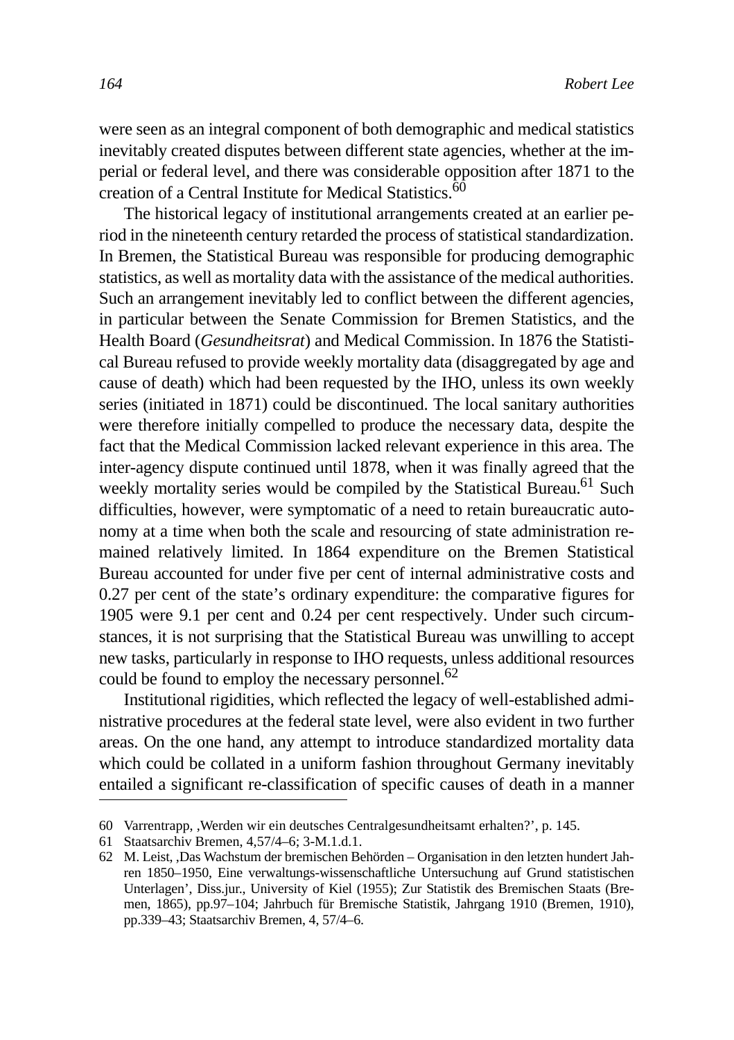were seen as an integral component of both demographic and medical statistics inevitably created disputes between different state agencies, whether at the imperial or federal level, and there was considerable opposition after 1871 to the creation of a Central Institute for Medical Statistics.[60]

The historical legacy of institutional arrangements created at an earlier period in the nineteenth century retarded the process of statistical standardization. In Bremen, the Statistical Bureau was responsible for producing demographic statistics, as well as mortality data with the assistance of the medical authorities. Such an arrangement inevitably led to conflict between the different agencies, in particular between the Senate Commission for Bremen Statistics, and the Health Board (*Gesundheitsrat*) and Medical Commission. In 1876 the Statistical Bureau refused to provide weekly mortality data (disaggregated by age and cause of death) which had been requested by the IHO, unless its own weekly series (initiated in 1871) could be discontinued. The local sanitary authorities were therefore initially compelled to produce the necessary data, despite the fact that the Medical Commission lacked relevant experience in this area. The inter-agency dispute continued until 1878, when it was finally agreed that the weekly mortality series would be compiled by the Statistical Bureau.[61] Such difficulties, however, were symptomatic of a need to retain bureaucratic autonomy at a time when both the scale and resourcing of state administration remained relatively limited. In 1864 expenditure on the Bremen Statistical Bureau accounted for under five per cent of internal administrative costs and 0.27 per cent of the state's ordinary expenditure: the comparative figures for 1905 were 9.1 per cent and 0.24 per cent respectively. Under such circumstances, it is not surprising that the Statistical Bureau was unwilling to accept new tasks, particularly in response to IHO requests, unless additional resources could be found to employ the necessary personnel.[62]

Institutional rigidities, which reflected the legacy of well-established administrative procedures at the federal state level, were also evident in two further areas. On the one hand, any attempt to introduce standardized mortality data which could be collated in a uniform fashion throughout Germany inevitably entailed a significant re-classification of specific causes of death in a manner

---

60 Varrentrapp, ‚Werden wir ein deutsches Centralgesundheitsamt erhalten?', p. 145.

61 Staatsarchiv Bremen, 4,57/4–6; 3-M.1.d.1.

62 M. Leist, ‚Das Wachstum der bremischen Behörden – Organisation in den letzten hundert Jahren 1850–1950, Eine verwaltungs-wissenschaftliche Untersuchung auf Grund statistischen Unterlagen', Diss.jur., University of Kiel (1955); Zur Statistik des Bremischen Staats (Bremen, 1865), pp.97–104; Jahrbuch für Bremische Statistik, Jahrgang 1910 (Bremen, 1910), pp.339–43; Staatsarchiv Bremen, 4, 57/4–6.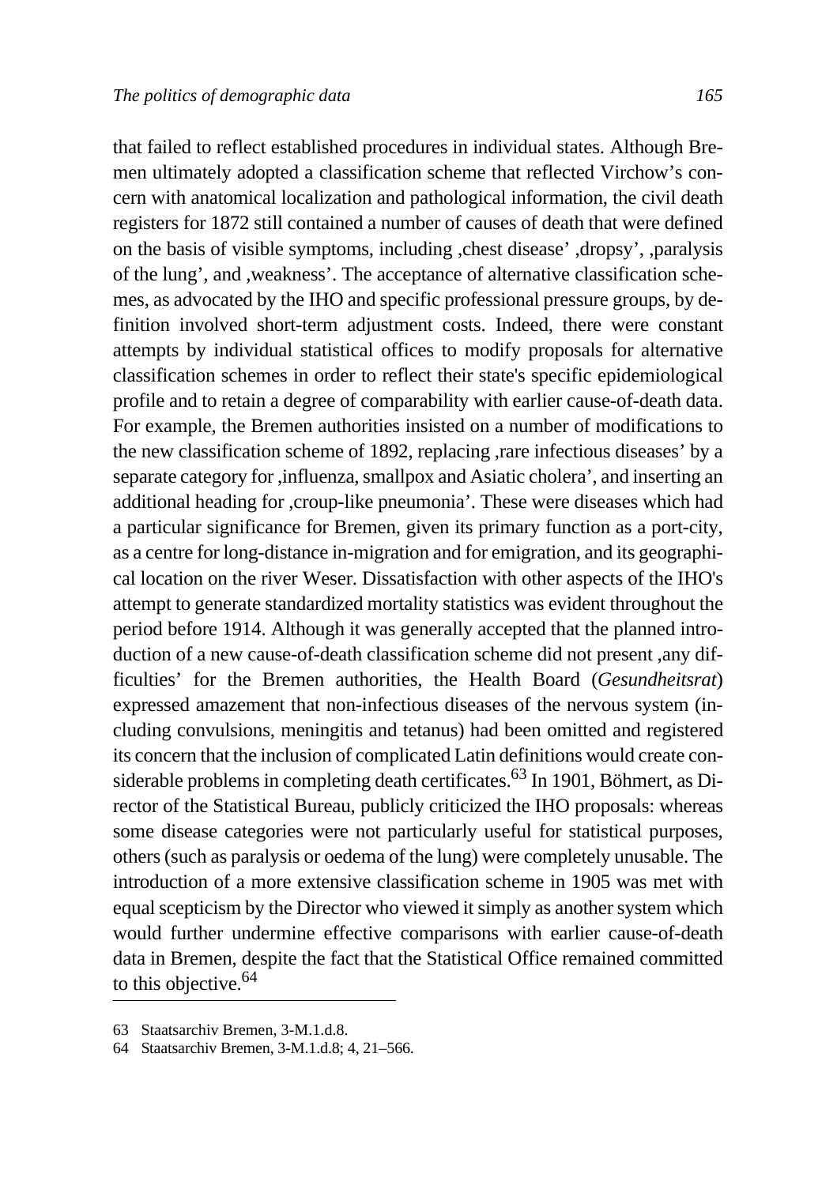that failed to reflect established procedures in individual states. Although Bremen ultimately adopted a classification scheme that reflected Virchow's concern with anatomical localization and pathological information, the civil death registers for 1872 still contained a number of causes of death that were defined on the basis of visible symptoms, including ‚chest disease' ‚dropsy', ‚paralysis of the lung', and ‚weakness'. The acceptance of alternative classification schemes, as advocated by the IHO and specific professional pressure groups, by definition involved short-term adjustment costs. Indeed, there were constant attempts by individual statistical offices to modify proposals for alternative classification schemes in order to reflect their state's specific epidemiological profile and to retain a degree of comparability with earlier cause-of-death data. For example, the Bremen authorities insisted on a number of modifications to the new classification scheme of 1892, replacing ‚rare infectious diseases' by a separate category for ‚influenza, smallpox and Asiatic cholera', and inserting an additional heading for ‚croup-like pneumonia'. These were diseases which had a particular significance for Bremen, given its primary function as a port-city, as a centre for long-distance in-migration and for emigration, and its geographical location on the river Weser. Dissatisfaction with other aspects of the IHO's attempt to generate standardized mortality statistics was evident throughout the period before 1914. Although it was generally accepted that the planned introduction of a new cause-of-death classification scheme did not present ‚any difficulties' for the Bremen authorities, the Health Board (*Gesundheitsrat*) expressed amazement that non-infectious diseases of the nervous system (including convulsions, meningitis and tetanus) had been omitted and registered its concern that the inclusion of complicated Latin definitions would create considerable problems in completing death certificates.[63] In 1901, Böhmert, as Director of the Statistical Bureau, publicly criticized the IHO proposals: whereas some disease categories were not particularly useful for statistical purposes, others (such as paralysis or oedema of the lung) were completely unusable. The introduction of a more extensive classification scheme in 1905 was met with equal scepticism by the Director who viewed it simply as another system which would further undermine effective comparisons with earlier cause-of-death data in Bremen, despite the fact that the Statistical Office remained committed to this objective.[64]

63 Staatsarchiv Bremen, 3-M.1.d.8.

64 Staatsarchiv Bremen, 3-M.1.d.8; 4, 21–566.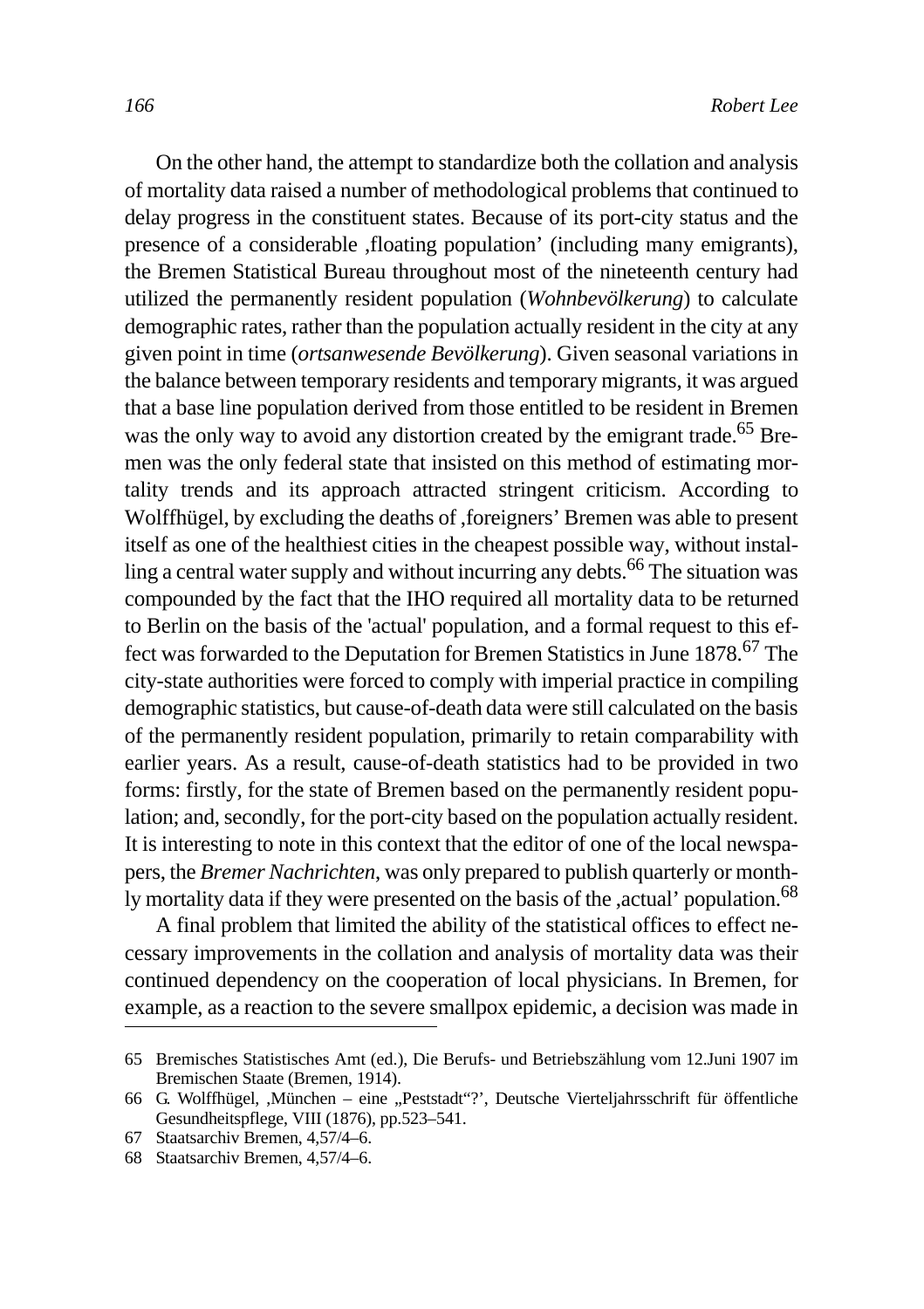On the other hand, the attempt to standardize both the collation and analysis of mortality data raised a number of methodological problems that continued to delay progress in the constituent states. Because of its port-city status and the presence of a considerable ,floating population' (including many emigrants), the Bremen Statistical Bureau throughout most of the nineteenth century had utilized the permanently resident population (*Wohnbevölkerung*) to calculate demographic rates, rather than the population actually resident in the city at any given point in time (*ortsanwesende Bevölkerung*). Given seasonal variations in the balance between temporary residents and temporary migrants, it was argued that a base line population derived from those entitled to be resident in Bremen was the only way to avoid any distortion created by the emigrant trade.[65] Bremen was the only federal state that insisted on this method of estimating mortality trends and its approach attracted stringent criticism. According to Wolffhügel, by excluding the deaths of ,foreigners' Bremen was able to present itself as one of the healthiest cities in the cheapest possible way, without installing a central water supply and without incurring any debts.[66] The situation was compounded by the fact that the IHO required all mortality data to be returned to Berlin on the basis of the 'actual' population, and a formal request to this effect was forwarded to the Deputation for Bremen Statistics in June 1878.[67] The city-state authorities were forced to comply with imperial practice in compiling demographic statistics, but cause-of-death data were still calculated on the basis of the permanently resident population, primarily to retain comparability with earlier years. As a result, cause-of-death statistics had to be provided in two forms: firstly, for the state of Bremen based on the permanently resident population; and, secondly, for the port-city based on the population actually resident. It is interesting to note in this context that the editor of one of the local newspapers, the *Bremer Nachrichten*, was only prepared to publish quarterly or monthly mortality data if they were presented on the basis of the ,actual' population.[68]

A final problem that limited the ability of the statistical offices to effect necessary improvements in the collation and analysis of mortality data was their continued dependency on the cooperation of local physicians. In Bremen, for example, as a reaction to the severe smallpox epidemic, a decision was made in

---

65 Bremisches Statistisches Amt (ed.), Die Berufs- und Betriebszählung vom 12.Juni 1907 im Bremischen Staate (Bremen, 1914).

66 G. Wolffhügel, ,München – eine „Peststadt"?', Deutsche Vierteljahrsschrift für öffentliche Gesundheitspflege, VIII (1876), pp.523–541.

67 Staatsarchiv Bremen, 4,57/4–6.

68 Staatsarchiv Bremen, 4,57/4–6.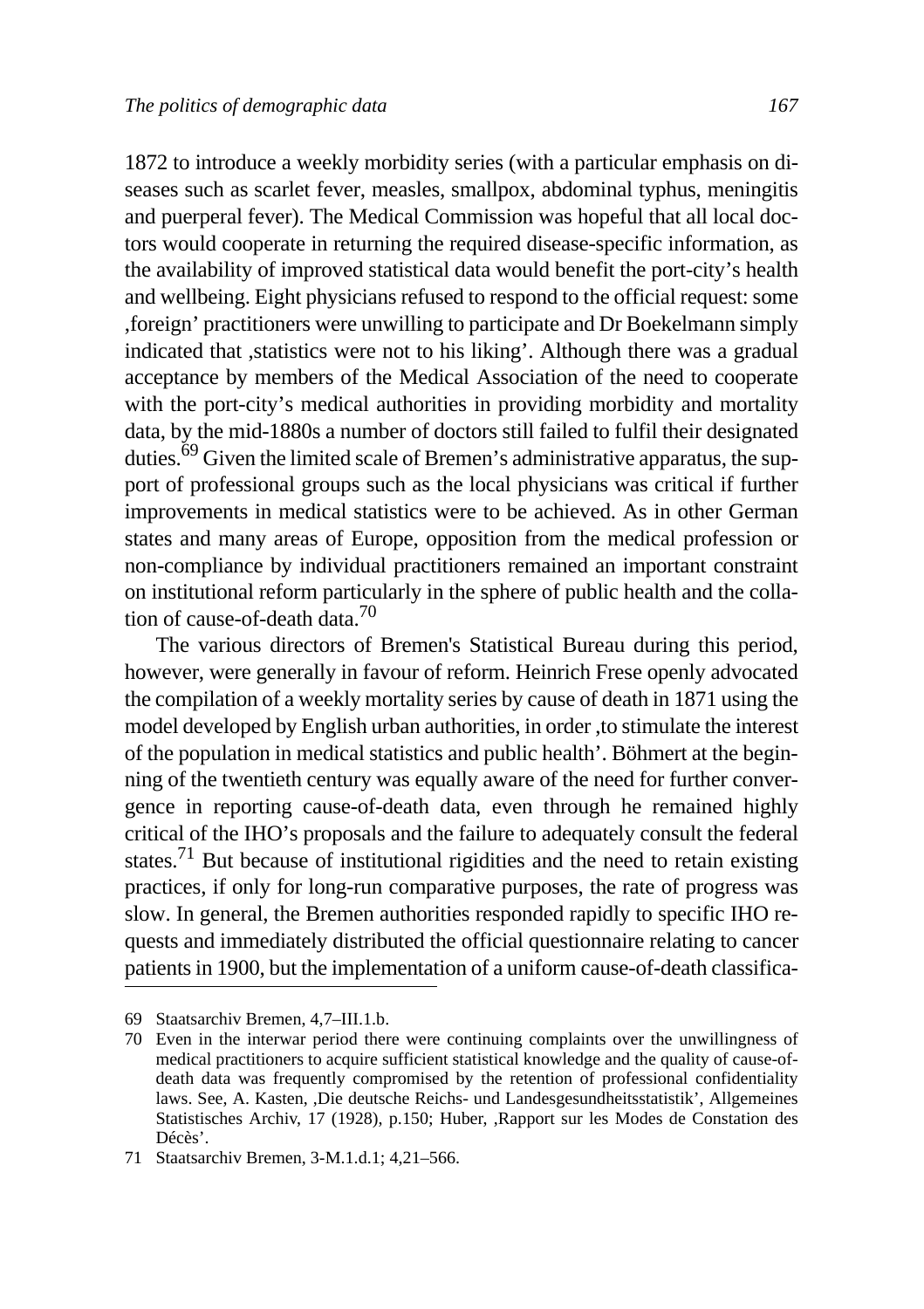1872 to introduce a weekly morbidity series (with a particular emphasis on diseases such as scarlet fever, measles, smallpox, abdominal typhus, meningitis and puerperal fever). The Medical Commission was hopeful that all local doctors would cooperate in returning the required disease-specific information, as the availability of improved statistical data would benefit the port-city's health and wellbeing. Eight physicians refused to respond to the official request: some ‚foreign' practitioners were unwilling to participate and Dr Boekelmann simply indicated that ‚statistics were not to his liking'. Although there was a gradual acceptance by members of the Medical Association of the need to cooperate with the port-city's medical authorities in providing morbidity and mortality data, by the mid-1880s a number of doctors still failed to fulfil their designated duties.[69] Given the limited scale of Bremen's administrative apparatus, the support of professional groups such as the local physicians was critical if further improvements in medical statistics were to be achieved. As in other German states and many areas of Europe, opposition from the medical profession or non-compliance by individual practitioners remained an important constraint on institutional reform particularly in the sphere of public health and the collation of cause-of-death data.[70]

The various directors of Bremen's Statistical Bureau during this period, however, were generally in favour of reform. Heinrich Frese openly advocated the compilation of a weekly mortality series by cause of death in 1871 using the model developed by English urban authorities, in order ‚to stimulate the interest of the population in medical statistics and public health'. Böhmert at the beginning of the twentieth century was equally aware of the need for further convergence in reporting cause-of-death data, even through he remained highly critical of the IHO's proposals and the failure to adequately consult the federal states.[71] But because of institutional rigidities and the need to retain existing practices, if only for long-run comparative purposes, the rate of progress was slow. In general, the Bremen authorities responded rapidly to specific IHO requests and immediately distributed the official questionnaire relating to cancer patients in 1900, but the implementation of a uniform cause-of-death classifica-

69 Staatsarchiv Bremen, 4,7–III.1.b.

70 Even in the interwar period there were continuing complaints over the unwillingness of medical practitioners to acquire sufficient statistical knowledge and the quality of cause-of-death data was frequently compromised by the retention of professional confidentiality laws. See, A. Kasten, ‚Die deutsche Reichs- und Landesgesundheitsstatistik', Allgemeines Statistisches Archiv, 17 (1928), p.150; Huber, ‚Rapport sur les Modes de Constation des Décès'.

71 Staatsarchiv Bremen, 3-M.1.d.1; 4,21–566.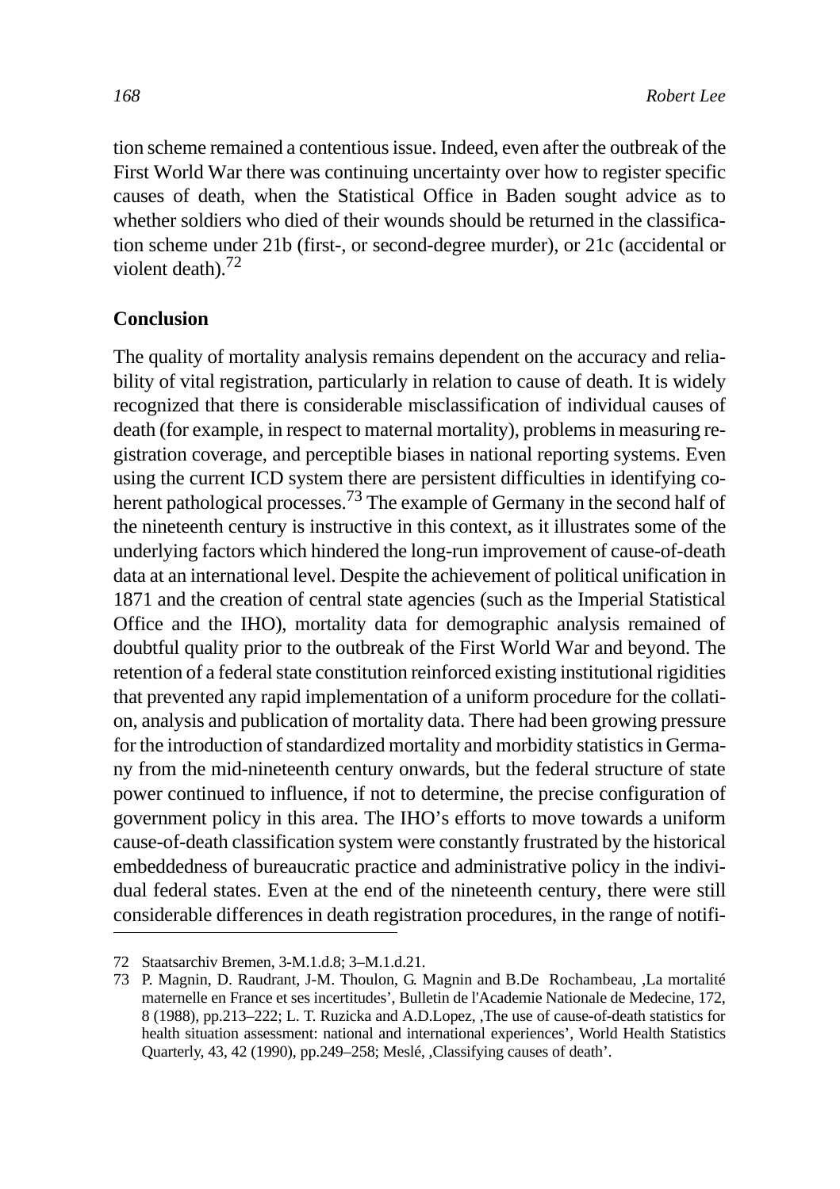tion scheme remained a contentious issue. Indeed, even after the outbreak of the First World War there was continuing uncertainty over how to register specific causes of death, when the Statistical Office in Baden sought advice as to whether soldiers who died of their wounds should be returned in the classification scheme under 21b (first-, or second-degree murder), or 21c (accidental or violent death).[72]

## Conclusion

The quality of mortality analysis remains dependent on the accuracy and reliability of vital registration, particularly in relation to cause of death. It is widely recognized that there is considerable misclassification of individual causes of death (for example, in respect to maternal mortality), problems in measuring registration coverage, and perceptible biases in national reporting systems. Even using the current ICD system there are persistent difficulties in identifying coherent pathological processes.[73] The example of Germany in the second half of the nineteenth century is instructive in this context, as it illustrates some of the underlying factors which hindered the long-run improvement of cause-of-death data at an international level. Despite the achievement of political unification in 1871 and the creation of central state agencies (such as the Imperial Statistical Office and the IHO), mortality data for demographic analysis remained of doubtful quality prior to the outbreak of the First World War and beyond. The retention of a federal state constitution reinforced existing institutional rigidities that prevented any rapid implementation of a uniform procedure for the collation, analysis and publication of mortality data. There had been growing pressure for the introduction of standardized mortality and morbidity statistics in Germany from the mid-nineteenth century onwards, but the federal structure of state power continued to influence, if not to determine, the precise configuration of government policy in this area. The IHO's efforts to move towards a uniform cause-of-death classification system were constantly frustrated by the historical embeddedness of bureaucratic practice and administrative policy in the individual federal states. Even at the end of the nineteenth century, there were still considerable differences in death registration procedures, in the range of notifi-

---

72 Staatsarchiv Bremen, 3-M.1.d.8; 3–M.1.d.21.

73 P. Magnin, D. Raudrant, J-M. Thoulon, G. Magnin and B.De Rochambeau, ‚La mortalité maternelle en France et ses incertitudes', Bulletin de l'Academie Nationale de Medecine, 172, 8 (1988), pp.213–222; L. T. Ruzicka and A.D.Lopez, ‚The use of cause-of-death statistics for health situation assessment: national and international experiences', World Health Statistics Quarterly, 43, 42 (1990), pp.249–258; Meslé, ‚Classifying causes of death'.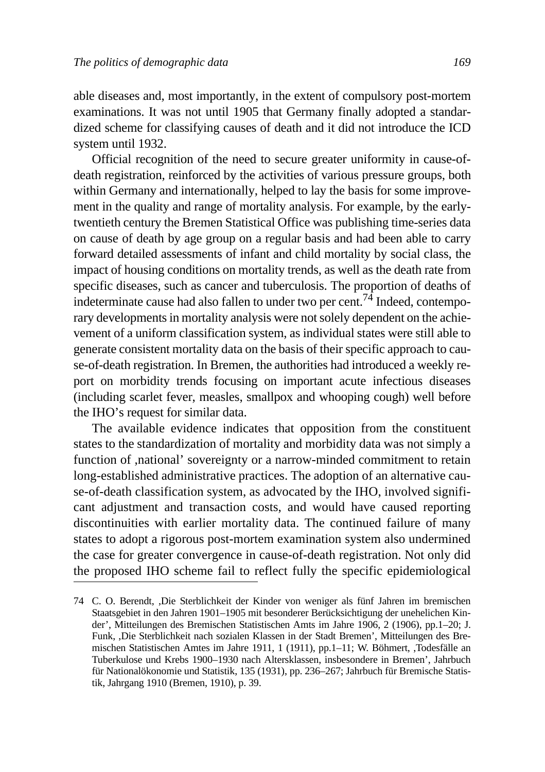able diseases and, most importantly, in the extent of compulsory post-mortem examinations. It was not until 1905 that Germany finally adopted a standardized scheme for classifying causes of death and it did not introduce the ICD system until 1932.

Official recognition of the need to secure greater uniformity in cause-of-death registration, reinforced by the activities of various pressure groups, both within Germany and internationally, helped to lay the basis for some improvement in the quality and range of mortality analysis. For example, by the early-twentieth century the Bremen Statistical Office was publishing time-series data on cause of death by age group on a regular basis and had been able to carry forward detailed assessments of infant and child mortality by social class, the impact of housing conditions on mortality trends, as well as the death rate from specific diseases, such as cancer and tuberculosis. The proportion of deaths of indeterminate cause had also fallen to under two per cent.[74] Indeed, contemporary developments in mortality analysis were not solely dependent on the achievement of a uniform classification system, as individual states were still able to generate consistent mortality data on the basis of their specific approach to cause-of-death registration. In Bremen, the authorities had introduced a weekly report on morbidity trends focusing on important acute infectious diseases (including scarlet fever, measles, smallpox and whooping cough) well before the IHO's request for similar data.

The available evidence indicates that opposition from the constituent states to the standardization of mortality and morbidity data was not simply a function of ‚national' sovereignty or a narrow-minded commitment to retain long-established administrative practices. The adoption of an alternative cause-of-death classification system, as advocated by the IHO, involved significant adjustment and transaction costs, and would have caused reporting discontinuities with earlier mortality data. The continued failure of many states to adopt a rigorous post-mortem examination system also undermined the case for greater convergence in cause-of-death registration. Not only did the proposed IHO scheme fail to reflect fully the specific epidemiological

74 C. O. Berendt, ‚Die Sterblichkeit der Kinder von weniger als fünf Jahren im bremischen Staatsgebiet in den Jahren 1901–1905 mit besonderer Berücksichtigung der unehelichen Kinder', Mitteilungen des Bremischen Statistischen Amts im Jahre 1906, 2 (1906), pp.1–20; J. Funk, ‚Die Sterblichkeit nach sozialen Klassen in der Stadt Bremen', Mitteilungen des Bremischen Statistischen Amtes im Jahre 1911, 1 (1911), pp.1–11; W. Böhmert, ‚Todesfälle an Tuberkulose und Krebs 1900–1930 nach Altersklassen, insbesondere in Bremen', Jahrbuch für Nationalökonomie und Statistik, 135 (1931), pp. 236–267; Jahrbuch für Bremische Statistik, Jahrgang 1910 (Bremen, 1910), p. 39.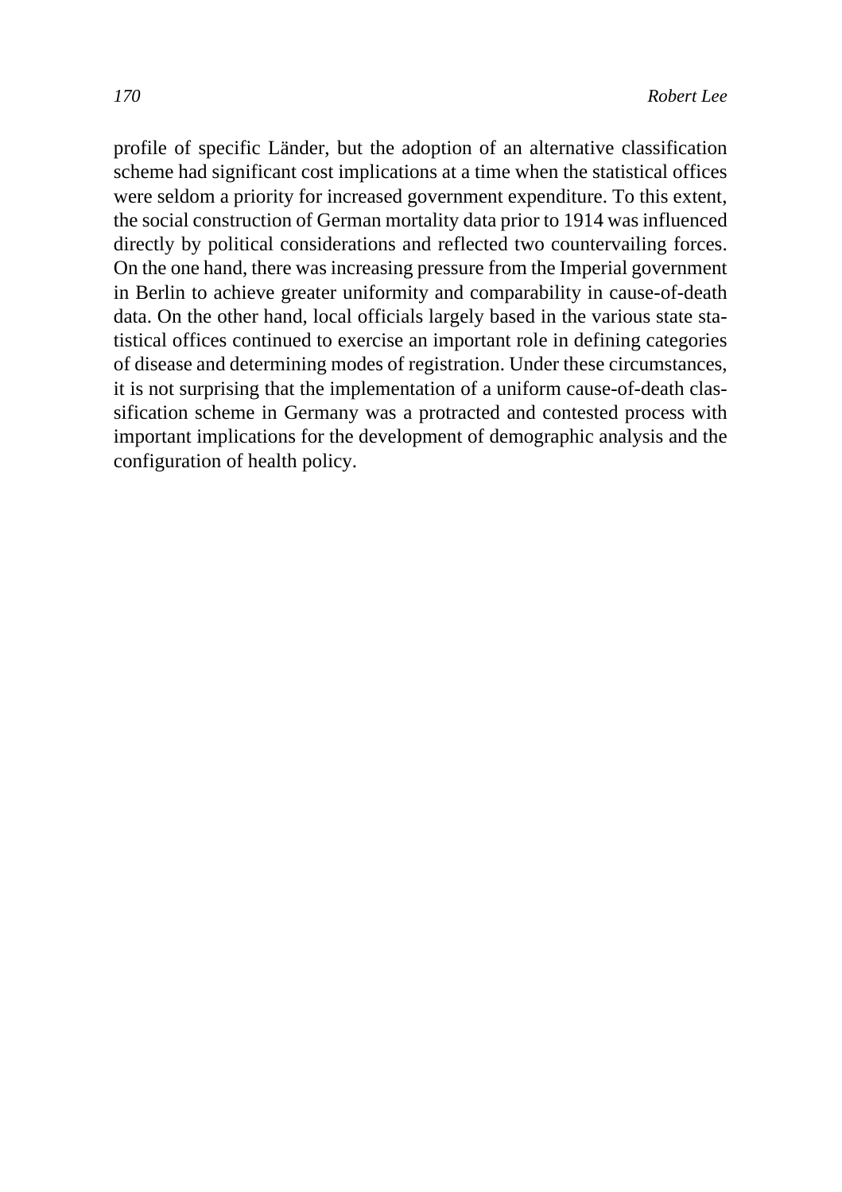profile of specific Länder, but the adoption of an alternative classification scheme had significant cost implications at a time when the statistical offices were seldom a priority for increased government expenditure. To this extent, the social construction of German mortality data prior to 1914 was influenced directly by political considerations and reflected two countervailing forces. On the one hand, there was increasing pressure from the Imperial government in Berlin to achieve greater uniformity and comparability in cause-of-death data. On the other hand, local officials largely based in the various state statistical offices continued to exercise an important role in defining categories of disease and determining modes of registration. Under these circumstances, it is not surprising that the implementation of a uniform cause-of-death classification scheme in Germany was a protracted and contested process with important implications for the development of demographic analysis and the configuration of health policy.